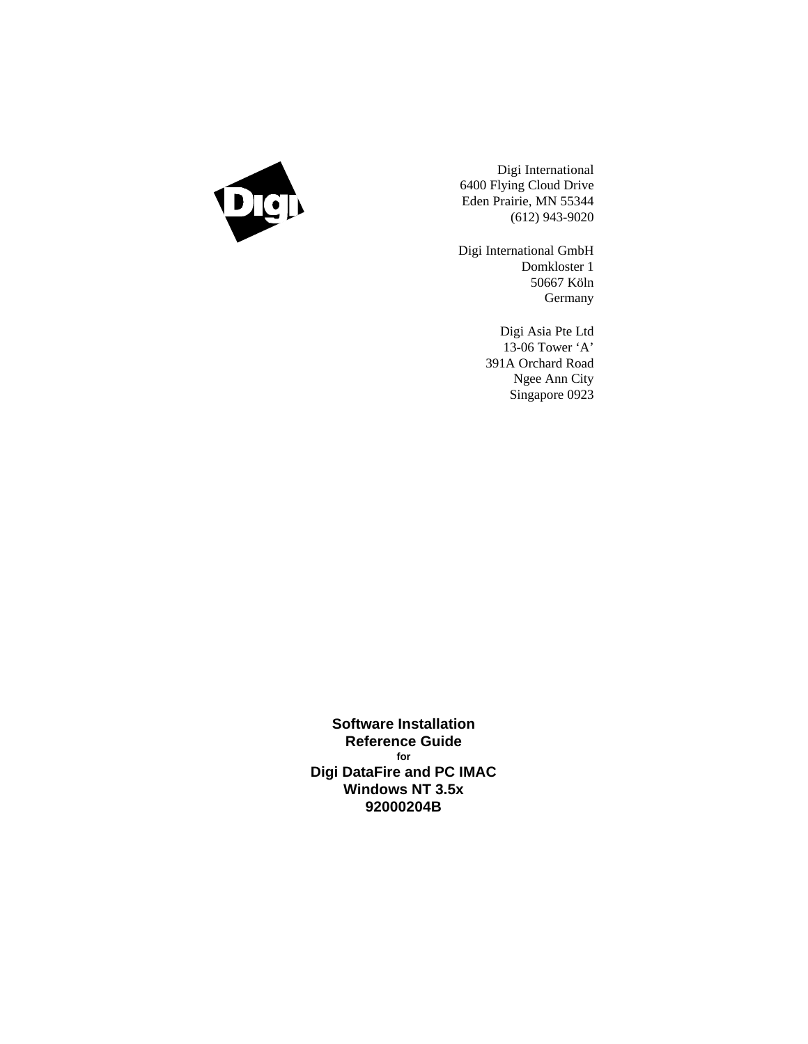Digi International
6400 Flying Cloud Drive
Eden Prairie, MN 55344
(612) 943-9020

Digi International GmbH
Domkloster 1
50667 Köln
Germany

Digi Asia Pte Ltd
13-06 Tower 'A'
391A Orchard Road
Ngee Ann City
Singapore 0923

# Software Installation Reference Guide

for

# Digi DataFire and PC IMAC Windows NT 3.5x

**92000204B**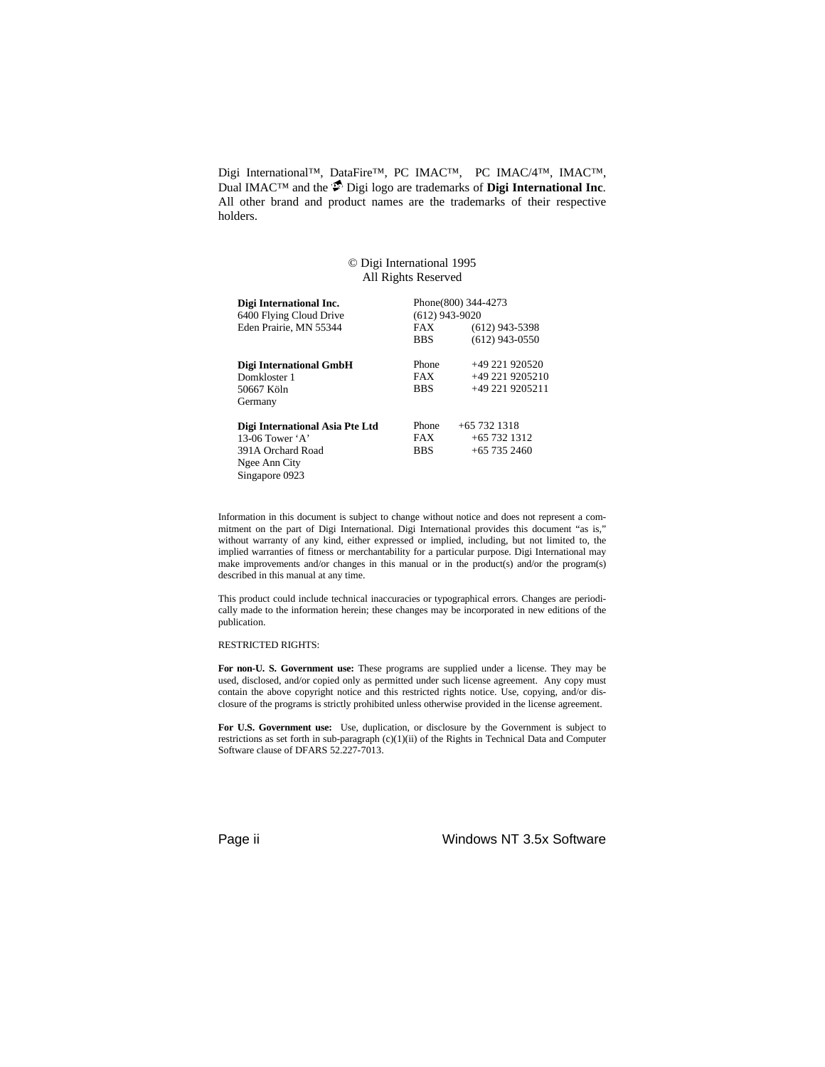Digi International™, DataFire™, PC IMAC™, PC IMAC/4™, IMAC™, Dual IMAC™ and the Digi logo are trademarks of **Digi International Inc**. All other brand and product names are the trademarks of their respective holders.

© Digi International 1995
All Rights Reserved

| | |
|---|---|
| **Digi International Inc.**<br>6400 Flying Cloud Drive<br>Eden Prairie, MN 55344 | Phone(800) 344-4273<br>(612) 943-9020<br>FAX (612) 943-5398<br>BBS (612) 943-0550 |
| **Digi International GmbH**<br>Domkloster 1<br>50667 Köln<br>Germany | Phone +49 221 920520<br>FAX +49 221 9205210<br>BBS +49 221 9205211 |
| **Digi International Asia Pte Ltd**<br>13-06 Tower 'A'<br>391A Orchard Road<br>Ngee Ann City<br>Singapore 0923 | Phone +65 732 1318<br>FAX +65 732 1312<br>BBS +65 735 2460 |

Information in this document is subject to change without notice and does not represent a commitment on the part of Digi International. Digi International provides this document "as is," without warranty of any kind, either expressed or implied, including, but not limited to, the implied warranties of fitness or merchantability for a particular purpose. Digi International may make improvements and/or changes in this manual or in the product(s) and/or the program(s) described in this manual at any time.

This product could include technical inaccuracies or typographical errors. Changes are periodically made to the information herein; these changes may be incorporated in new editions of the publication.

RESTRICTED RIGHTS:

**For non-U. S. Government use:** These programs are supplied under a license. They may be used, disclosed, and/or copied only as permitted under such license agreement. Any copy must contain the above copyright notice and this restricted rights notice. Use, copying, and/or disclosure of the programs is strictly prohibited unless otherwise provided in the license agreement.

**For U.S. Government use:** Use, duplication, or disclosure by the Government is subject to restrictions as set forth in sub-paragraph (c)(1)(ii) of the Rights in Technical Data and Computer Software clause of DFARS 52.227-7013.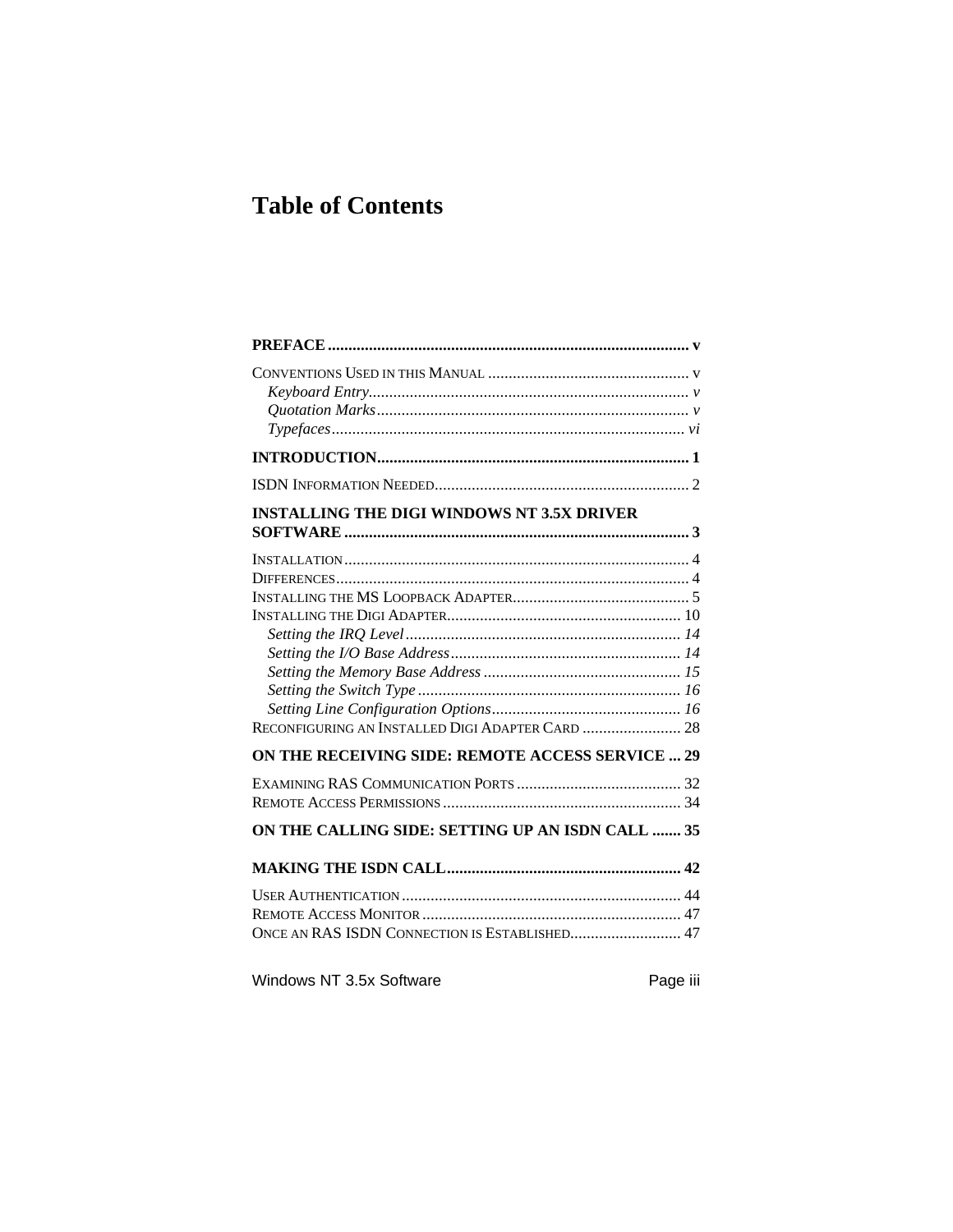# Table of Contents

**PREFACE ........................................................................................ v**

CONVENTIONS USED IN THIS MANUAL ................................................. v

*Keyboard Entry............................................................................. v*

*Quotation Marks............................................................................ v*

*Typefaces...................................................................................... vi*

**INTRODUCTION............................................................................ 1**

ISDN INFORMATION NEEDED.............................................................. 2

**INSTALLING THE DIGI WINDOWS NT 3.5X DRIVER SOFTWARE .................................................................................... 3**

INSTALLATION.................................................................................... 4

DIFFERENCES...................................................................................... 4

INSTALLING THE MS LOOPBACK ADAPTER........................................... 5

INSTALLING THE DIGI ADAPTER......................................................... 10

*Setting the IRQ Level................................................................... 14*

*Setting the I/O Base Address........................................................ 14*

*Setting the Memory Base Address ................................................ 15*

*Setting the Switch Type ................................................................ 16*

*Setting Line Configuration Options.............................................. 16*

RECONFIGURING AN INSTALLED DIGI ADAPTER CARD ........................ 28

**ON THE RECEIVING SIDE: REMOTE ACCESS SERVICE ... 29**

EXAMINING RAS COMMUNICATION PORTS ........................................ 32

REMOTE ACCESS PERMISSIONS .......................................................... 34

**ON THE CALLING SIDE: SETTING UP AN ISDN CALL ....... 35**

**MAKING THE ISDN CALL.......................................................... 42**

USER AUTHENTICATION .................................................................... 44

REMOTE ACCESS MONITOR ............................................................... 47

ONCE AN RAS ISDN CONNECTION IS ESTABLISHED........................... 47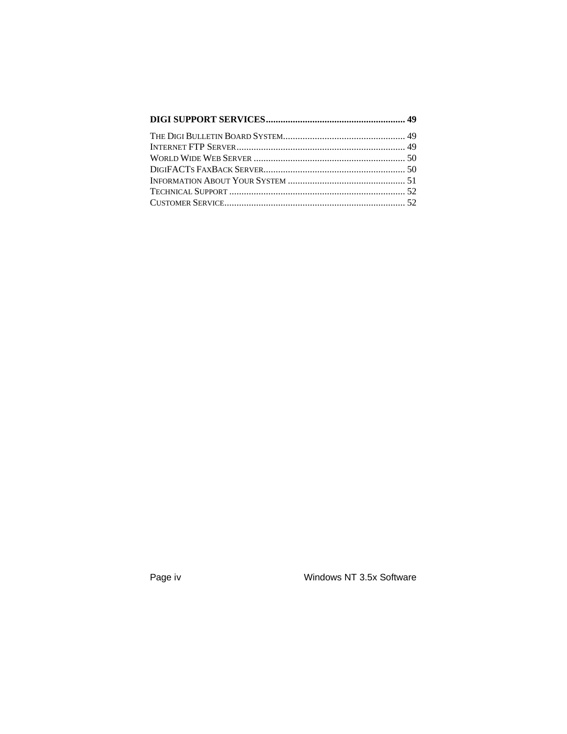**DIGI SUPPORT SERVICES.......................................................... 49**

THE DIGI BULLETIN BOARD SYSTEM.................................................. 49
INTERNET FTP SERVER..................................................................... 49
WORLD WIDE WEB SERVER .............................................................. 50
DIGIFACTS FAXBACK SERVER.......................................................... 50
INFORMATION ABOUT YOUR SYSTEM ................................................ 51
TECHNICAL SUPPORT ........................................................................ 52
CUSTOMER SERVICE.......................................................................... 52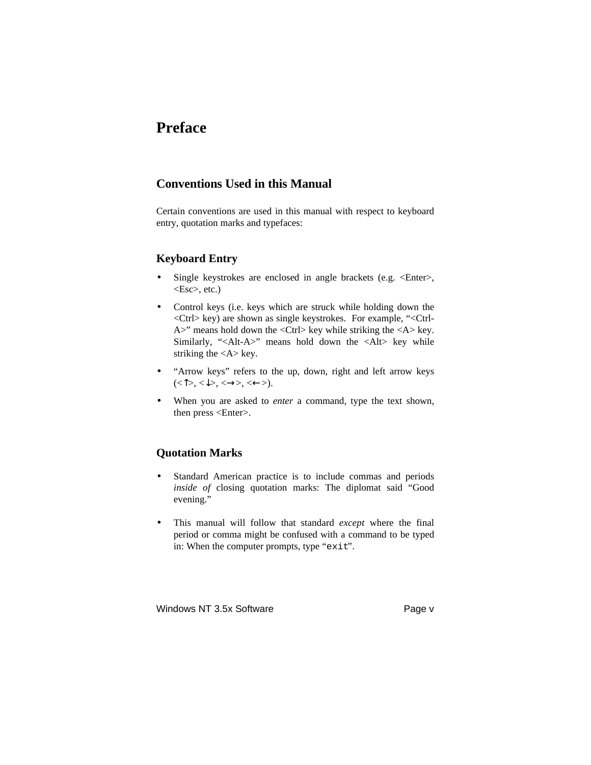# Preface

## Conventions Used in this Manual

Certain conventions are used in this manual with respect to keyboard entry, quotation marks and typefaces:

### Keyboard Entry

- Single keystrokes are enclosed in angle brackets (e.g. <Enter>, <Esc>, etc.)
- Control keys (i.e. keys which are struck while holding down the <Ctrl> key) are shown as single keystrokes. For example, "<Ctrl-A>" means hold down the <Ctrl> key while striking the <A> key. Similarly, "<Alt-A>" means hold down the <Alt> key while striking the <A> key.
- "Arrow keys" refers to the up, down, right and left arrow keys (<↑>, <↓>, <→>, <←>).
- When you are asked to *enter* a command, type the text shown, then press <Enter>.

### Quotation Marks

- Standard American practice is to include commas and periods *inside of* closing quotation marks: The diplomat said "Good evening."
- This manual will follow that standard *except* where the final period or comma might be confused with a command to be typed in: When the computer prompts, type "`exit`".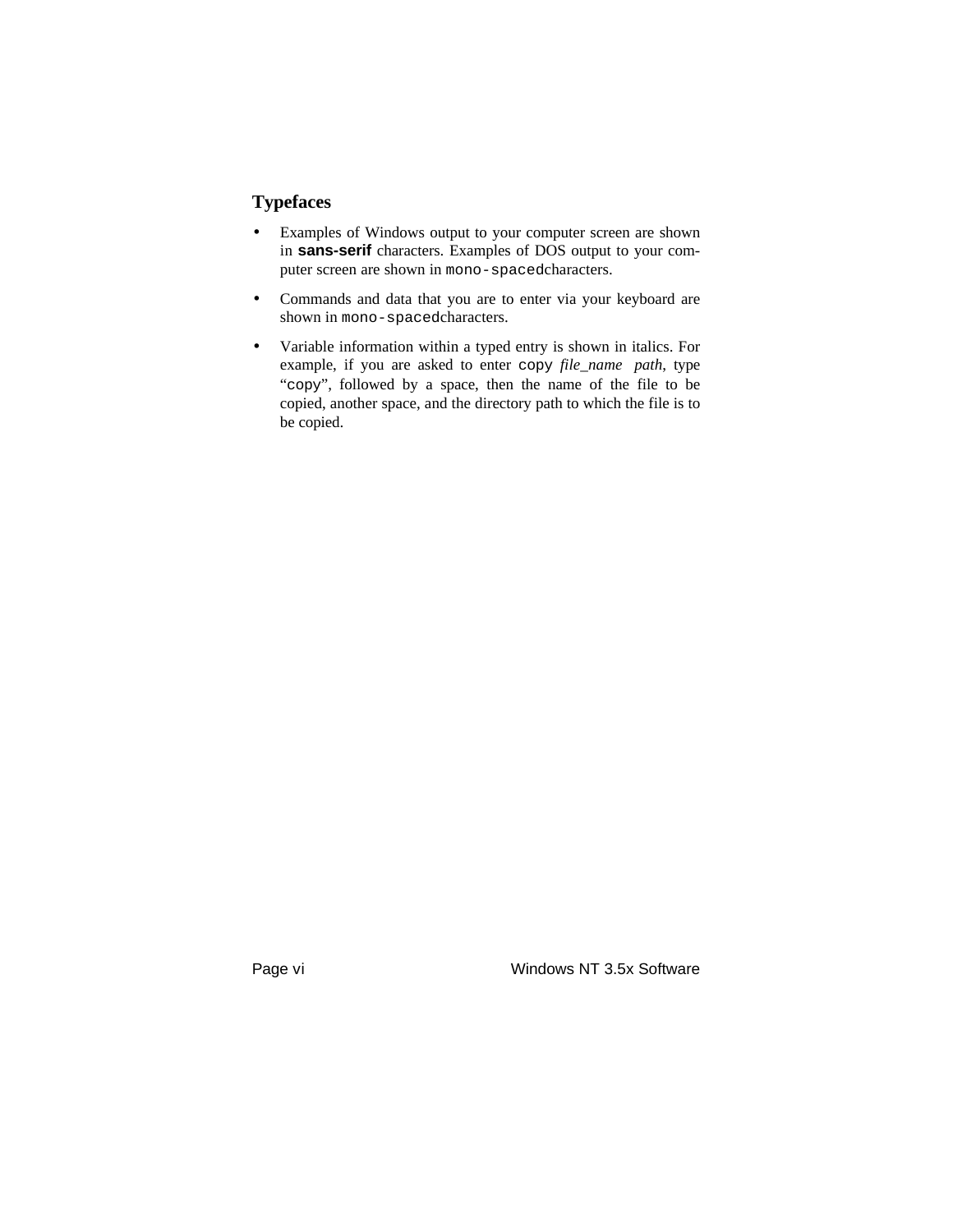## Typefaces

- Examples of Windows output to your computer screen are shown in **sans-serif** characters. Examples of DOS output to your computer screen are shown in `mono-spaced` characters.
- Commands and data that you are to enter via your keyboard are shown in `mono-spaced` characters.
- Variable information within a typed entry is shown in italics. For example, if you are asked to enter `copy` *file_name path*, type "`copy`", followed by a space, then the name of the file to be copied, another space, and the directory path to which the file is to be copied.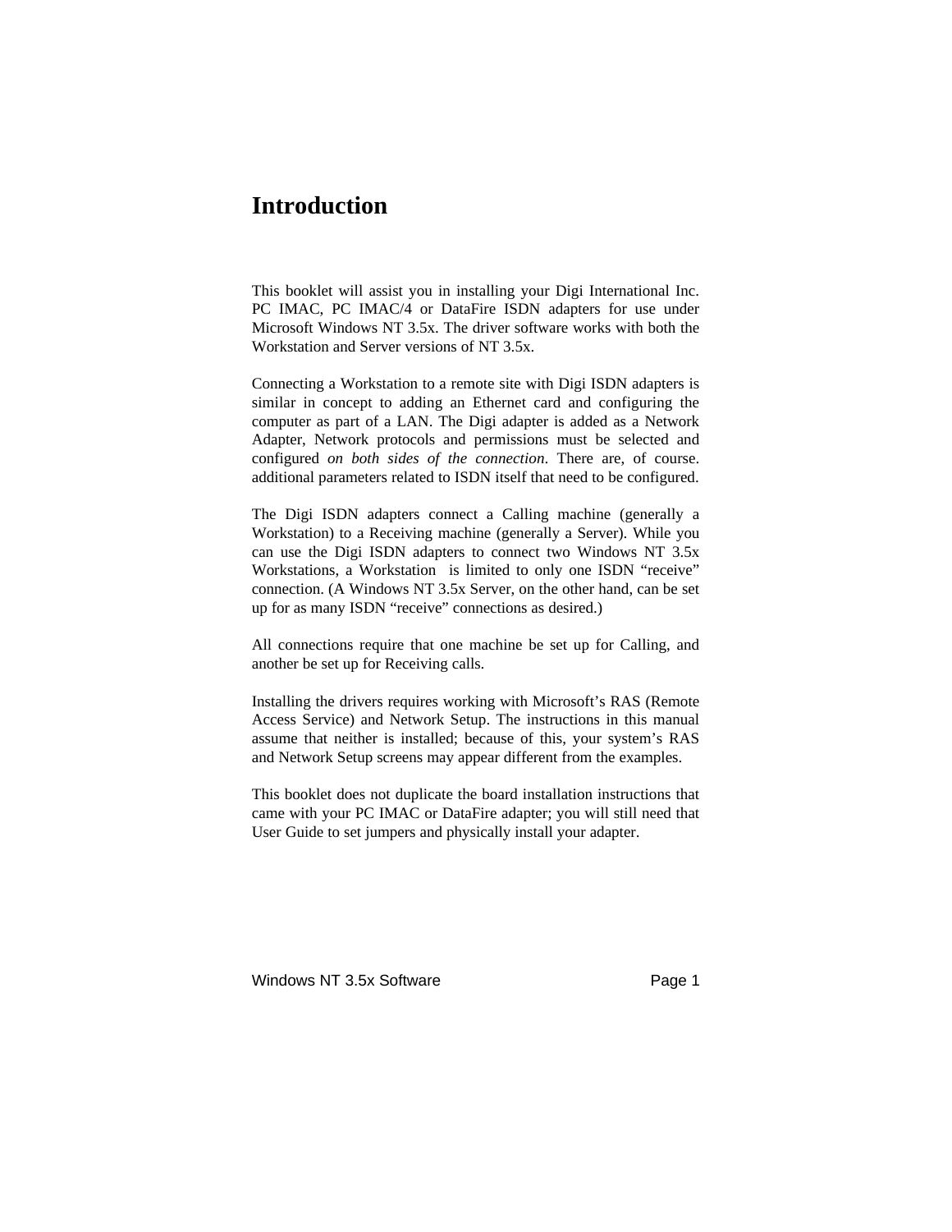# Introduction

This booklet will assist you in installing your Digi International Inc. PC IMAC, PC IMAC/4 or DataFire ISDN adapters for use under Microsoft Windows NT 3.5x. The driver software works with both the Workstation and Server versions of NT 3.5x.

Connecting a Workstation to a remote site with Digi ISDN adapters is similar in concept to adding an Ethernet card and configuring the computer as part of a LAN. The Digi adapter is added as a Network Adapter, Network protocols and permissions must be selected and configured *on both sides of the connection*. There are, of course. additional parameters related to ISDN itself that need to be configured.

The Digi ISDN adapters connect a Calling machine (generally a Workstation) to a Receiving machine (generally a Server). While you can use the Digi ISDN adapters to connect two Windows NT 3.5x Workstations, a Workstation is limited to only one ISDN “receive” connection. (A Windows NT 3.5x Server, on the other hand, can be set up for as many ISDN “receive” connections as desired.)

All connections require that one machine be set up for Calling, and another be set up for Receiving calls.

Installing the drivers requires working with Microsoft’s RAS (Remote Access Service) and Network Setup. The instructions in this manual assume that neither is installed; because of this, your system’s RAS and Network Setup screens may appear different from the examples.

This booklet does not duplicate the board installation instructions that came with your PC IMAC or DataFire adapter; you will still need that User Guide to set jumpers and physically install your adapter.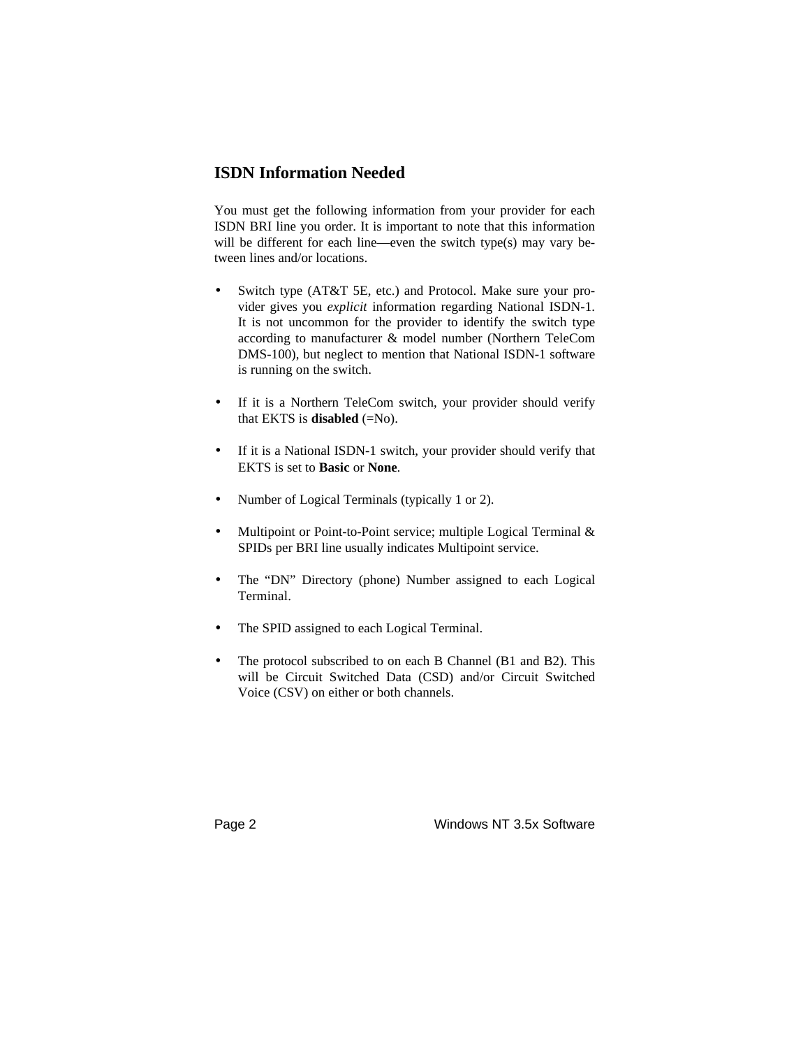## ISDN Information Needed

You must get the following information from your provider for each ISDN BRI line you order. It is important to note that this information will be different for each line—even the switch type(s) may vary between lines and/or locations.

- Switch type (AT&T 5E, etc.) and Protocol. Make sure your provider gives you *explicit* information regarding National ISDN-1. It is not uncommon for the provider to identify the switch type according to manufacturer & model number (Northern TeleCom DMS-100), but neglect to mention that National ISDN-1 software is running on the switch.

- If it is a Northern TeleCom switch, your provider should verify that EKTS is **disabled** (=No).

- If it is a National ISDN-1 switch, your provider should verify that EKTS is set to **Basic** or **None**.

- Number of Logical Terminals (typically 1 or 2).

- Multipoint or Point-to-Point service; multiple Logical Terminal & SPIDs per BRI line usually indicates Multipoint service.

- The “DN” Directory (phone) Number assigned to each Logical Terminal.

- The SPID assigned to each Logical Terminal.

- The protocol subscribed to on each B Channel (B1 and B2). This will be Circuit Switched Data (CSD) and/or Circuit Switched Voice (CSV) on either or both channels.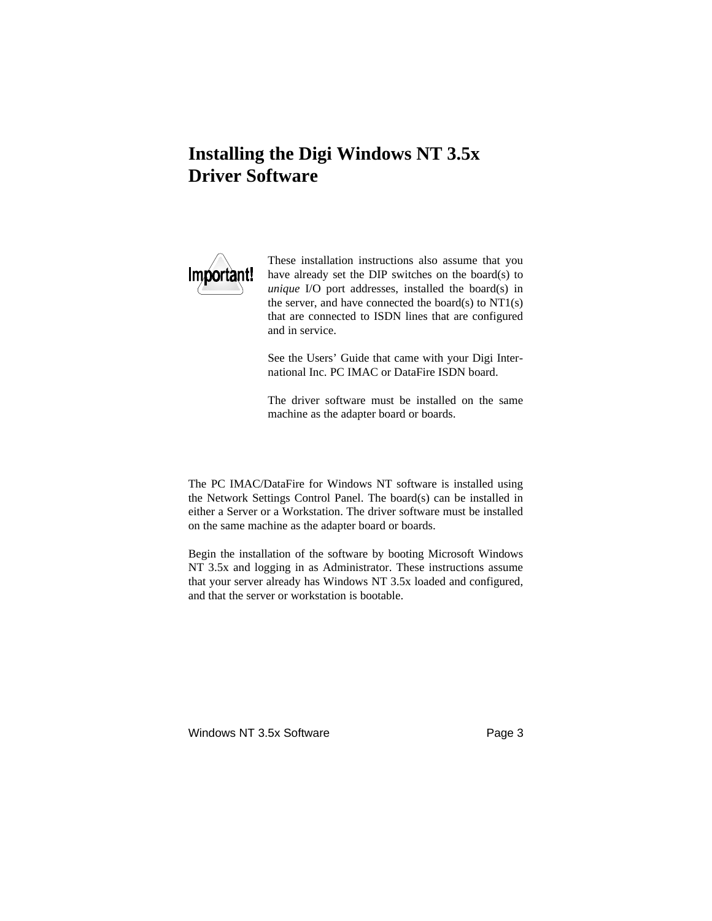# Installing the Digi Windows NT 3.5x Driver Software

**Important!**

These installation instructions also assume that you have already set the DIP switches on the board(s) to *unique* I/O port addresses, installed the board(s) in the server, and have connected the board(s) to NT1(s) that are connected to ISDN lines that are configured and in service.

See the Users' Guide that came with your Digi International Inc. PC IMAC or DataFire ISDN board.

The driver software must be installed on the same machine as the adapter board or boards.

The PC IMAC/DataFire for Windows NT software is installed using the Network Settings Control Panel. The board(s) can be installed in either a Server or a Workstation. The driver software must be installed on the same machine as the adapter board or boards.

Begin the installation of the software by booting Microsoft Windows NT 3.5x and logging in as Administrator. These instructions assume that your server already has Windows NT 3.5x loaded and configured, and that the server or workstation is bootable.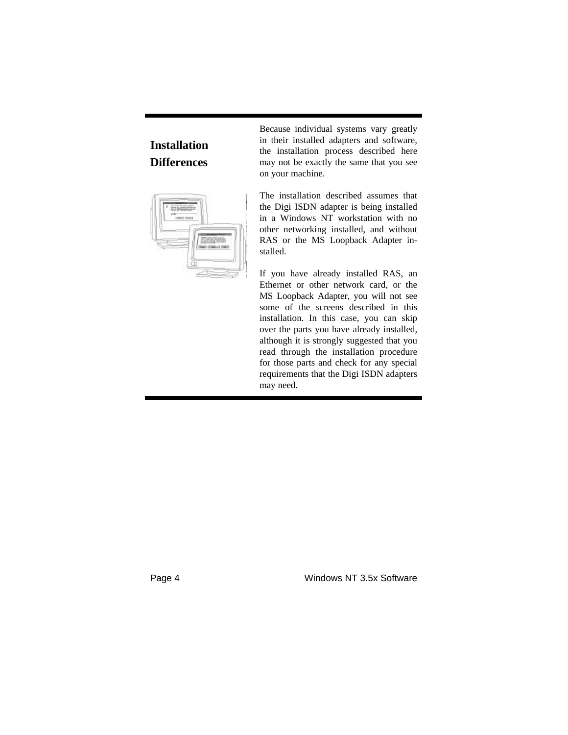## Installation Differences

Because individual systems vary greatly in their installed adapters and software, the installation process described here may not be exactly the same that you see on your machine.

The installation described assumes that the Digi ISDN adapter is being installed in a Windows NT workstation with no other networking installed, and without RAS or the MS Loopback Adapter installed.

If you have already installed RAS, an Ethernet or other network card, or the MS Loopback Adapter, you will not see some of the screens described in this installation. In this case, you can skip over the parts you have already installed, although it is strongly suggested that you read through the installation procedure for those parts and check for any special requirements that the Digi ISDN adapters may need.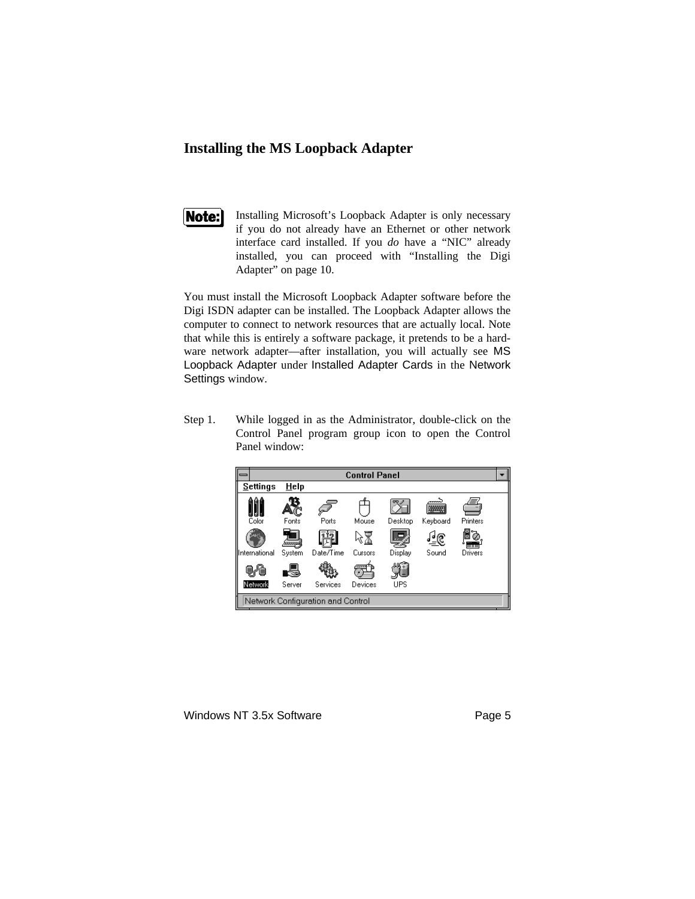## Installing the MS Loopback Adapter

**Note:** Installing Microsoft's Loopback Adapter is only necessary if you do not already have an Ethernet or other network interface card installed. If you *do* have a "NIC" already installed, you can proceed with "Installing the Digi Adapter" on page 10.

You must install the Microsoft Loopback Adapter software before the Digi ISDN adapter can be installed. The Loopback Adapter allows the computer to connect to network resources that are actually local. Note that while this is entirely a software package, it pretends to be a hardware network adapter—after installation, you will actually see MS Loopback Adapter under Installed Adapter Cards in the Network Settings window.

Step 1. While logged in as the Administrator, double-click on the Control Panel program group icon to open the Control Panel window: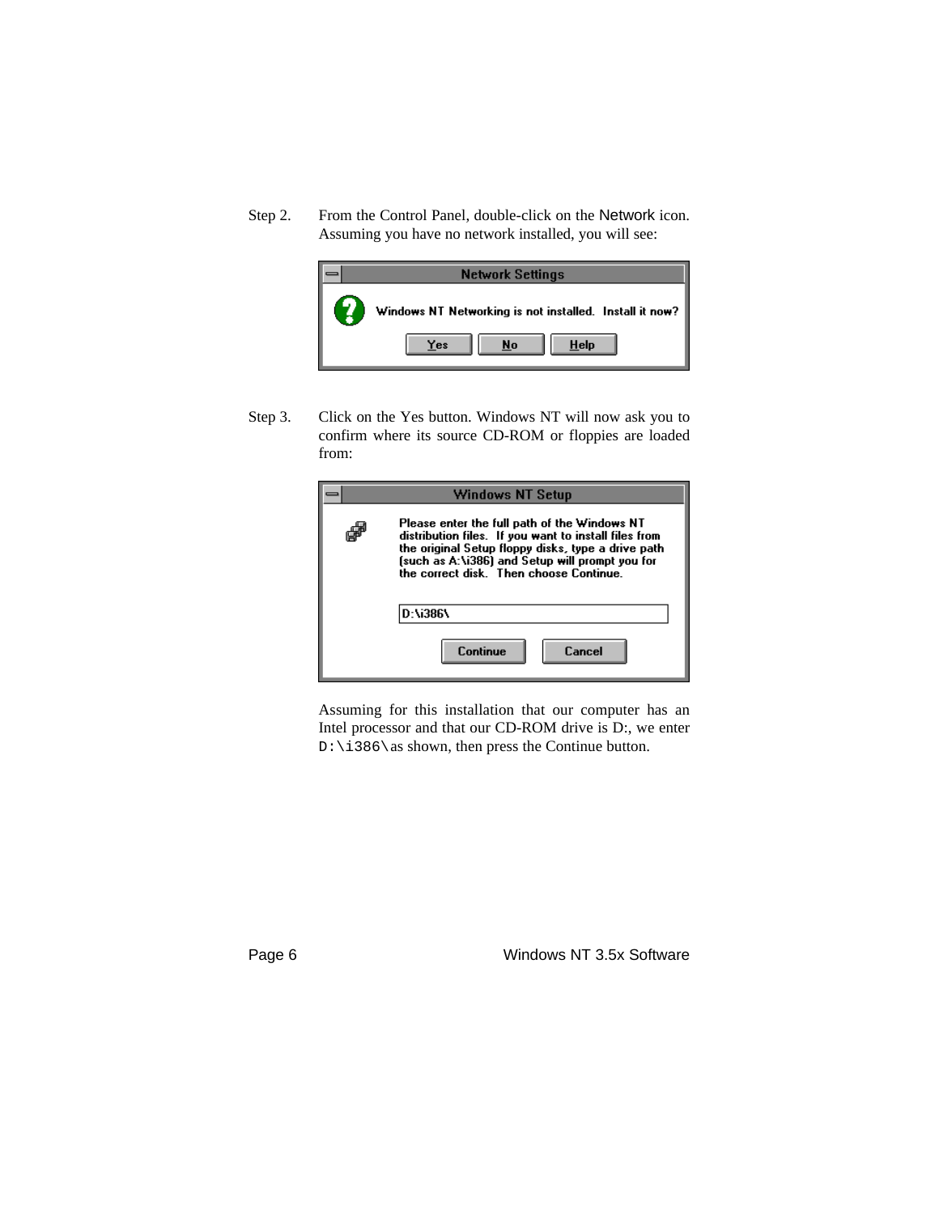Step 2. From the Control Panel, double-click on the Network icon. Assuming you have no network installed, you will see:

Network Settings

Windows NT Networking is not installed. Install it now?

Yes No Help

Step 3. Click on the Yes button. Windows NT will now ask you to confirm where its source CD-ROM or floppies are loaded from:

Windows NT Setup

Please enter the full path of the Windows NT distribution files. If you want to install files from the original Setup floppy disks, type a drive path (such as A:\i386) and Setup will prompt you for the correct disk. Then choose Continue.

D:\i386\

Continue Cancel

Assuming for this installation that our computer has an Intel processor and that our CD-ROM drive is D:, we enter `D:\i386\` as shown, then press the Continue button.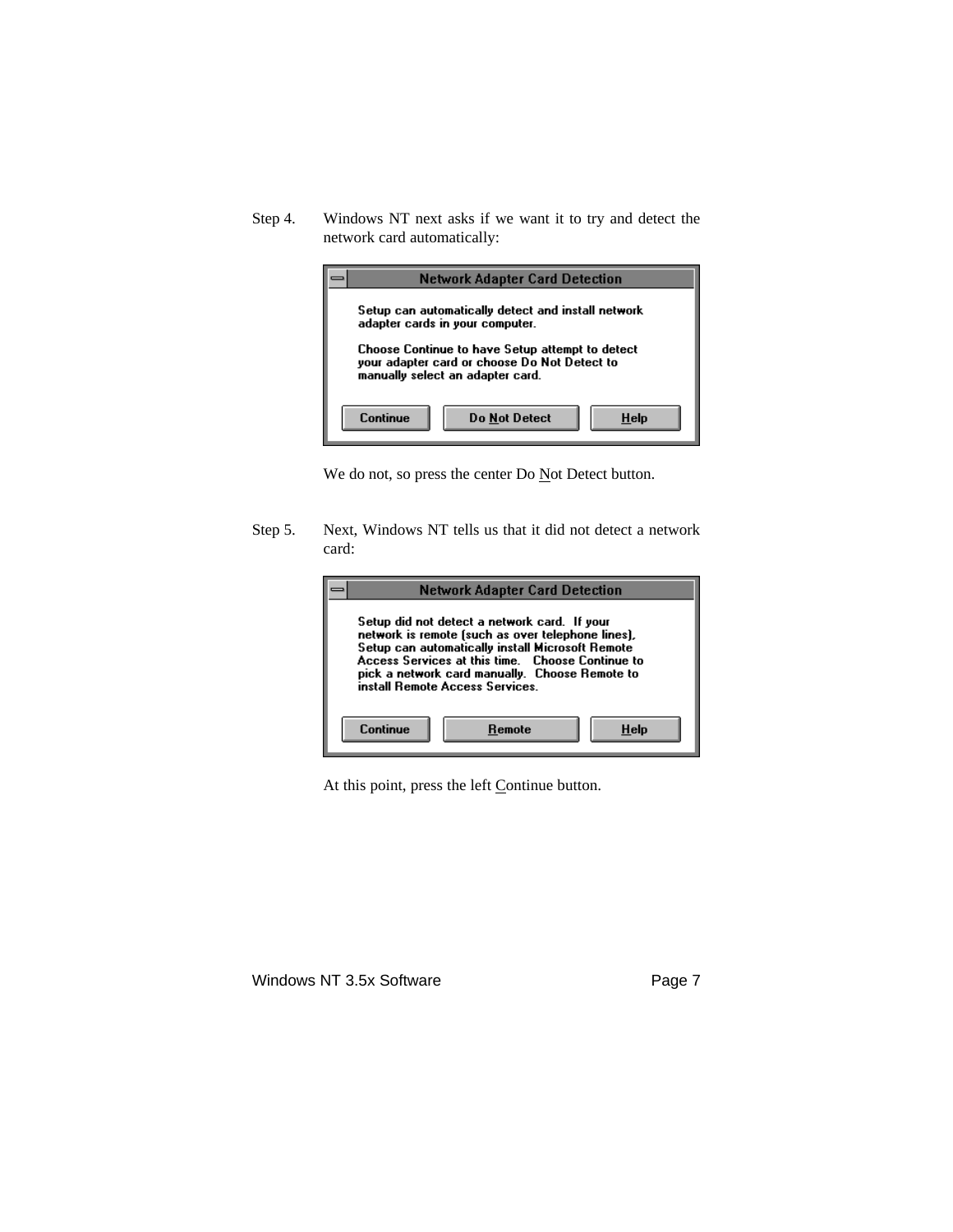Step 4. Windows NT next asks if we want it to try and detect the network card automatically:

**Network Adapter Card Detection**

Setup can automatically detect and install network adapter cards in your computer.

Choose Continue to have Setup attempt to detect your adapter card or choose Do Not Detect to manually select an adapter card.

[Continue] [Do Not Detect] [Help]

We do not, so press the center Do Not Detect button.

Step 5. Next, Windows NT tells us that it did not detect a network card:

**Network Adapter Card Detection**

Setup did not detect a network card. If your network is remote (such as over telephone lines), Setup can automatically install Microsoft Remote Access Services at this time. Choose Continue to pick a network card manually. Choose Remote to install Remote Access Services.

[Continue] [Remote] [Help]

At this point, press the left Continue button.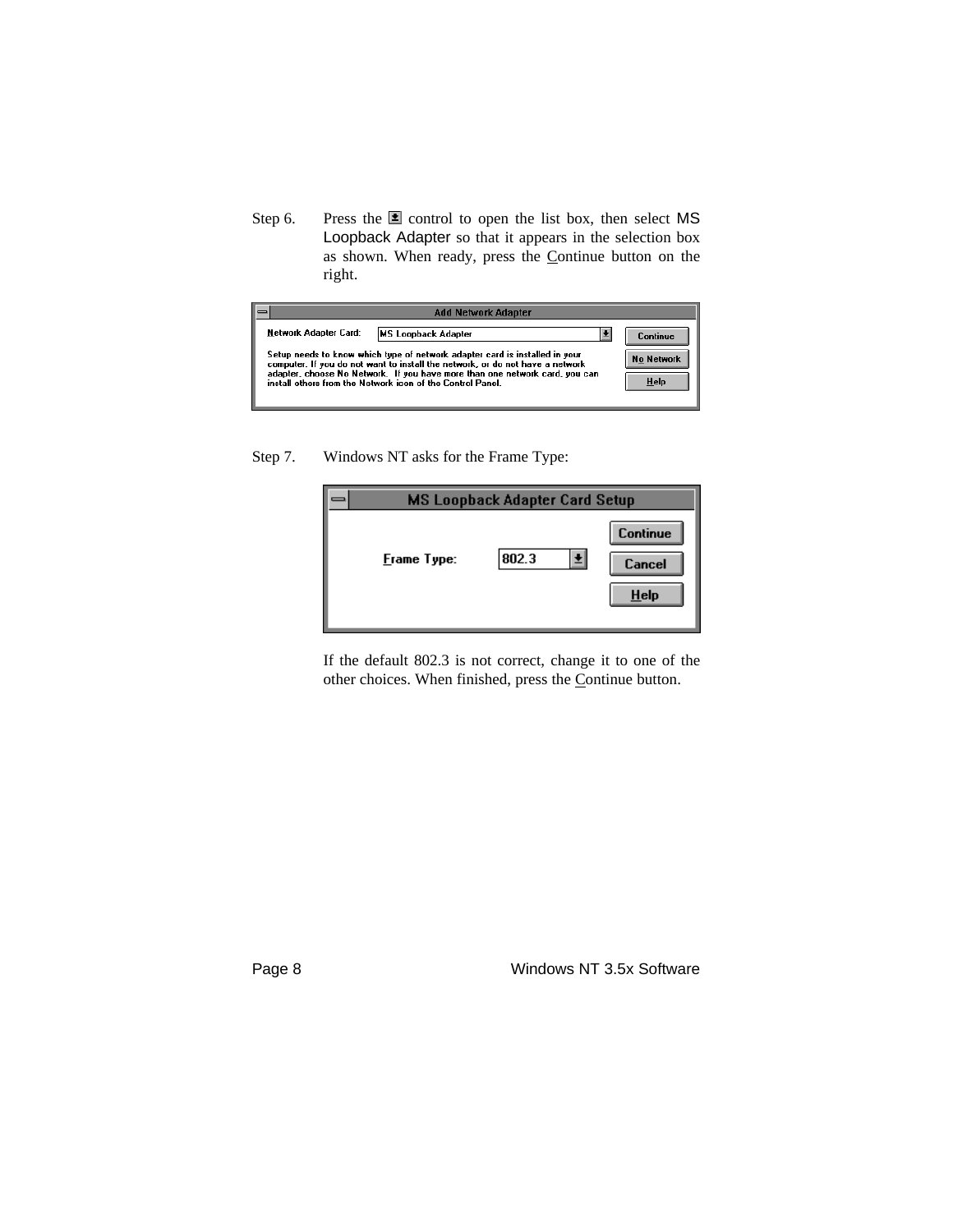Step 6. Press the ⊻ control to open the list box, then select MS Loopback Adapter so that it appears in the selection box as shown. When ready, press the Continue button on the right.

Add Network Adapter

Network Adapter Card: MS Loopback Adapter

Continue

No Network

Help

Setup needs to know which type of network adapter card is installed in your computer. If you do not want to install the network, or do not have a network adapter, choose No Network. If you have more than one network card, you can install others from the Network icon of the Control Panel.

Step 7. Windows NT asks for the Frame Type:

MS Loopback Adapter Card Setup

Frame Type: 802.3

Continue

Cancel

Help

If the default 802.3 is not correct, change it to one of the other choices. When finished, press the Continue button.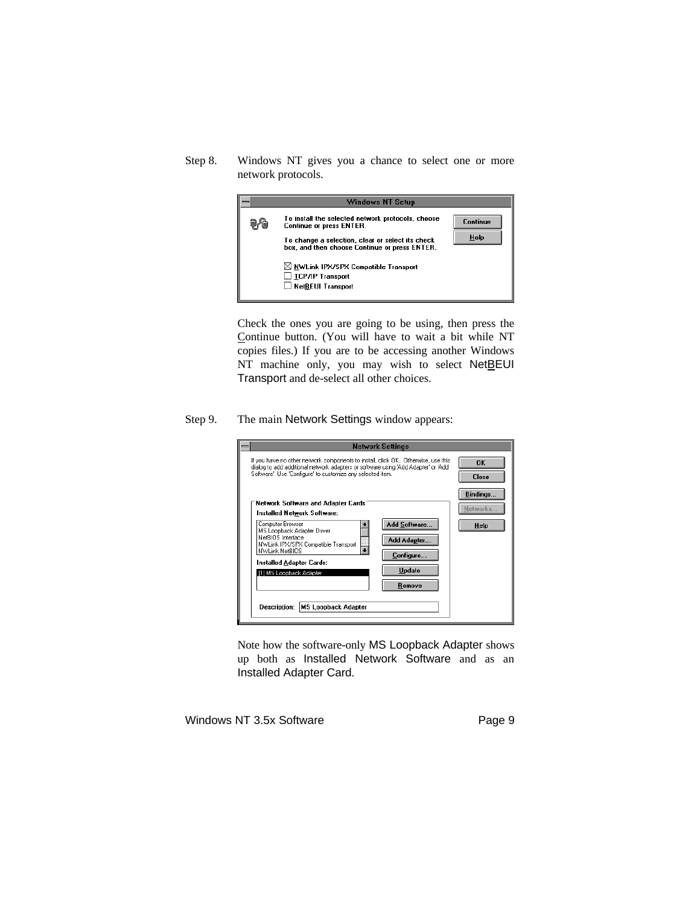Step 8. Windows NT gives you a chance to select one or more network protocols.

Check the ones you are going to be using, then press the Continue button. (You will have to wait a bit while NT copies files.) If you are to be accessing another Windows NT machine only, you may wish to select NetBEUI Transport and de-select all other choices.

Step 9. The main Network Settings window appears:

Note how the software-only MS Loopback Adapter shows up both as Installed Network Software and as an Installed Adapter Card.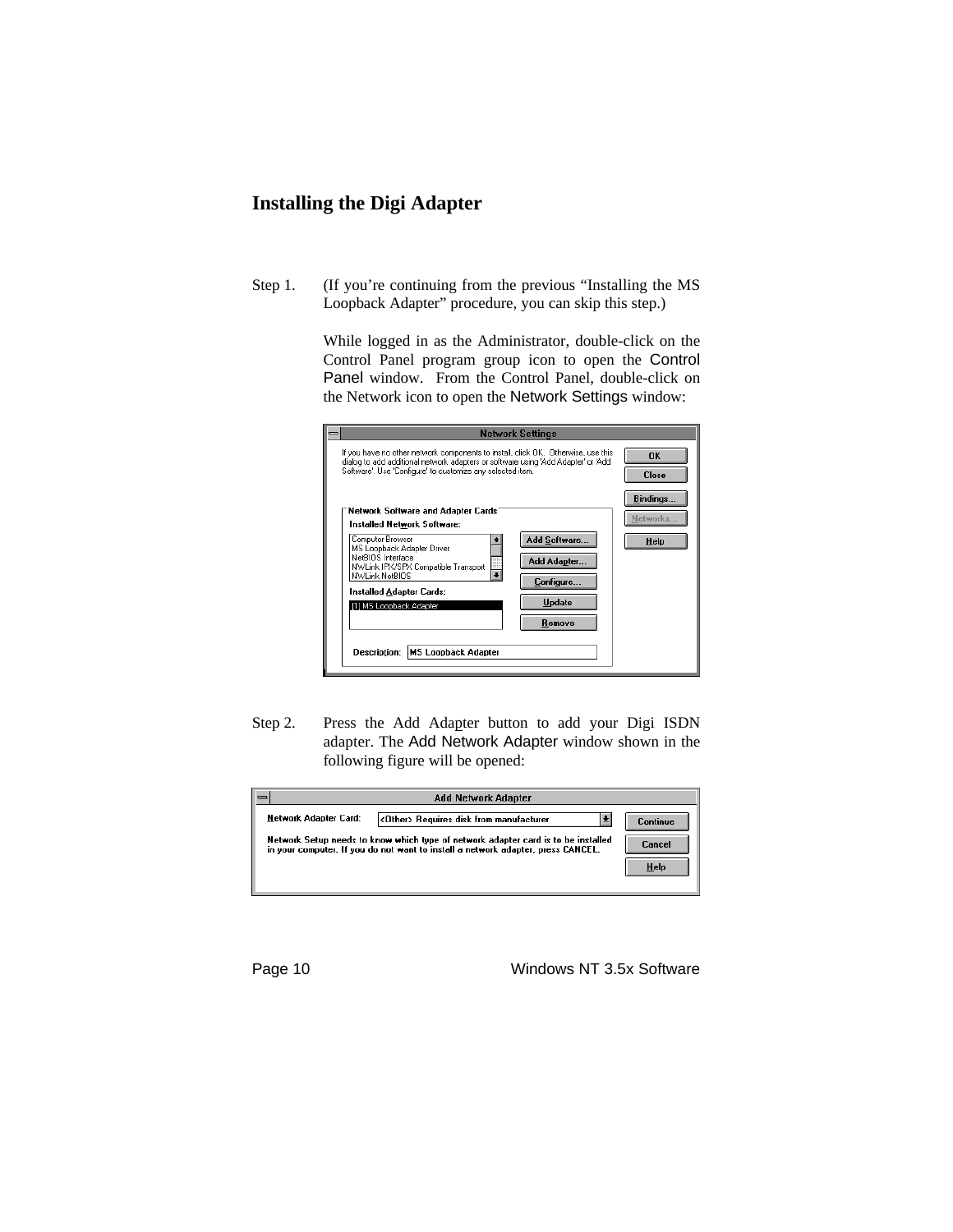## Installing the Digi Adapter

Step 1. (If you're continuing from the previous "Installing the MS Loopback Adapter" procedure, you can skip this step.)

While logged in as the Administrator, double-click on the Control Panel program group icon to open the Control Panel window. From the Control Panel, double-click on the Network icon to open the Network Settings window:

Step 2. Press the Add Adapter button to add your Digi ISDN adapter. The Add Network Adapter window shown in the following figure will be opened: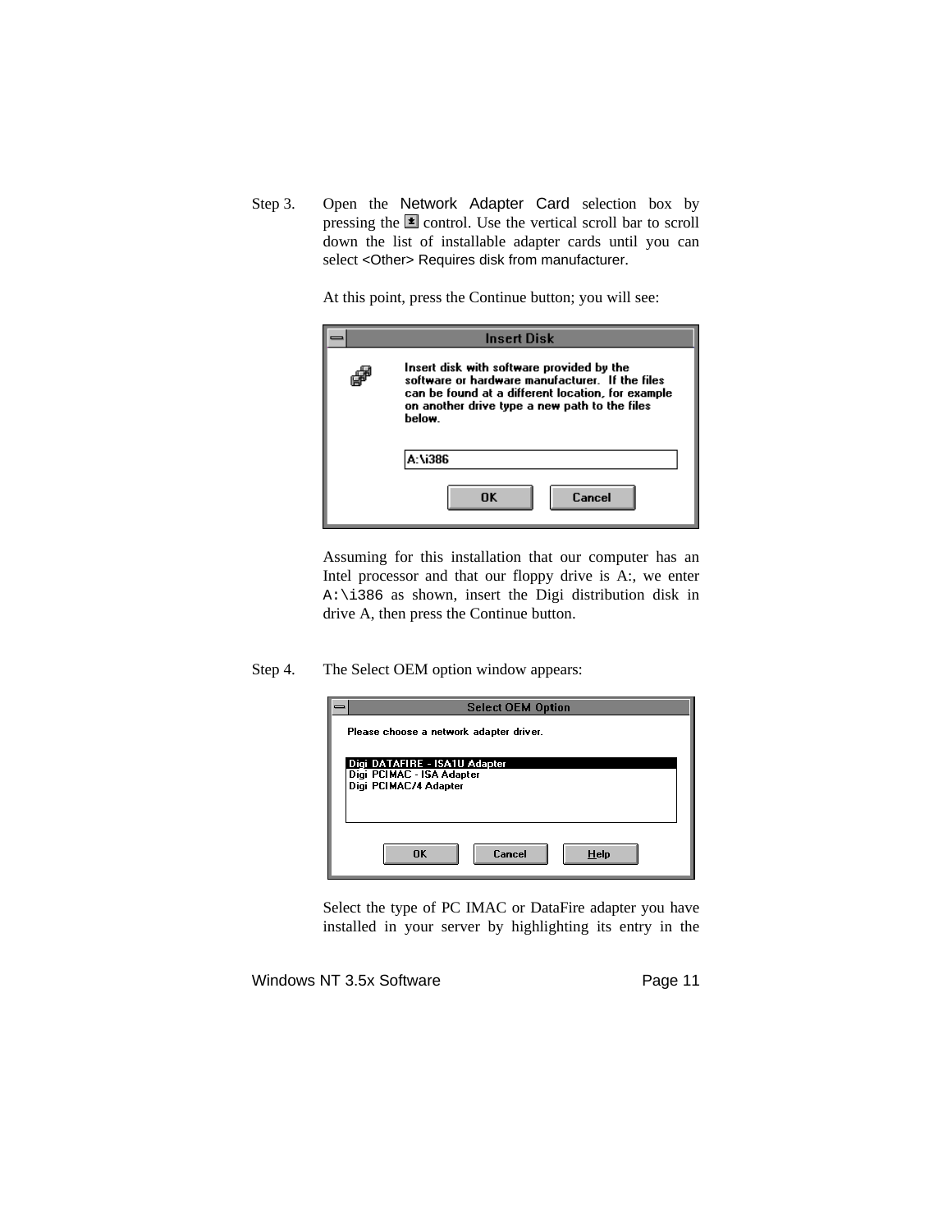Step 3. Open the Network Adapter Card selection box by pressing the ⬇ control. Use the vertical scroll bar to scroll down the list of installable adapter cards until you can select <Other> Requires disk from manufacturer.

At this point, press the Continue button; you will see:

**Insert Disk**

Insert disk with software provided by the software or hardware manufacturer. If the files can be found at a different location, for example on another drive type a new path to the files below.

A:\i386

OK | Cancel

Assuming for this installation that our computer has an Intel processor and that our floppy drive is A:, we enter `A:\i386` as shown, insert the Digi distribution disk in drive A, then press the Continue button.

Step 4. The Select OEM option window appears:

**Select OEM Option**

Please choose a network adapter driver.

- Digi DATAFIRE - ISA1U Adapter
- Digi PCIMAC - ISA Adapter
- Digi PCIMAC/4 Adapter

OK | Cancel | Help

Select the type of PC IMAC or DataFire adapter you have installed in your server by highlighting its entry in the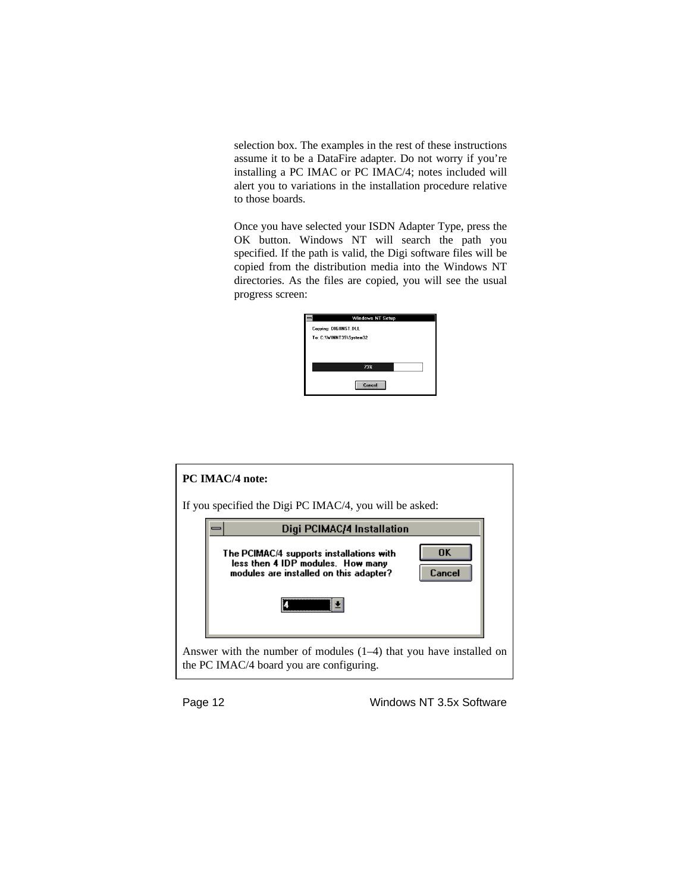selection box. The examples in the rest of these instructions assume it to be a DataFire adapter. Do not worry if you're installing a PC IMAC or PC IMAC/4; notes included will alert you to variations in the installation procedure relative to those boards.

Once you have selected your ISDN Adapter Type, press the OK button. Windows NT will search the path you specified. If the path is valid, the Digi software files will be copied from the distribution media into the Windows NT directories. As the files are copied, you will see the usual progress screen:

**PC IMAC/4 note:**

If you specified the Digi PC IMAC/4, you will be asked:

Answer with the number of modules (1–4) that you have installed on the PC IMAC/4 board you are configuring.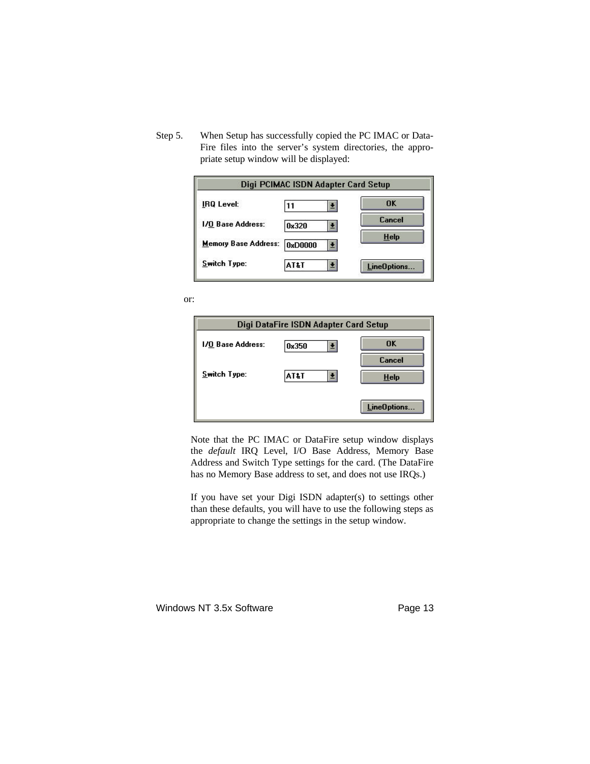Step 5. When Setup has successfully copied the PC IMAC or DataFire files into the server's system directories, the appropriate setup window will be displayed:

**Digi PCIMAC ISDN Adapter Card Setup**

IRQ Level: 11

I/O Base Address: 0x320

Memory Base Address: 0xD0000

Switch Type: AT&T

OK

Cancel

Help

LineOptions...

or:

**Digi DataFire ISDN Adapter Card Setup**

I/O Base Address: 0x350

Switch Type: AT&T

OK

Cancel

Help

LineOptions...

Note that the PC IMAC or DataFire setup window displays the *default* IRQ Level, I/O Base Address, Memory Base Address and Switch Type settings for the card. (The DataFire has no Memory Base address to set, and does not use IRQs.)

If you have set your Digi ISDN adapter(s) to settings other than these defaults, you will have to use the following steps as appropriate to change the settings in the setup window.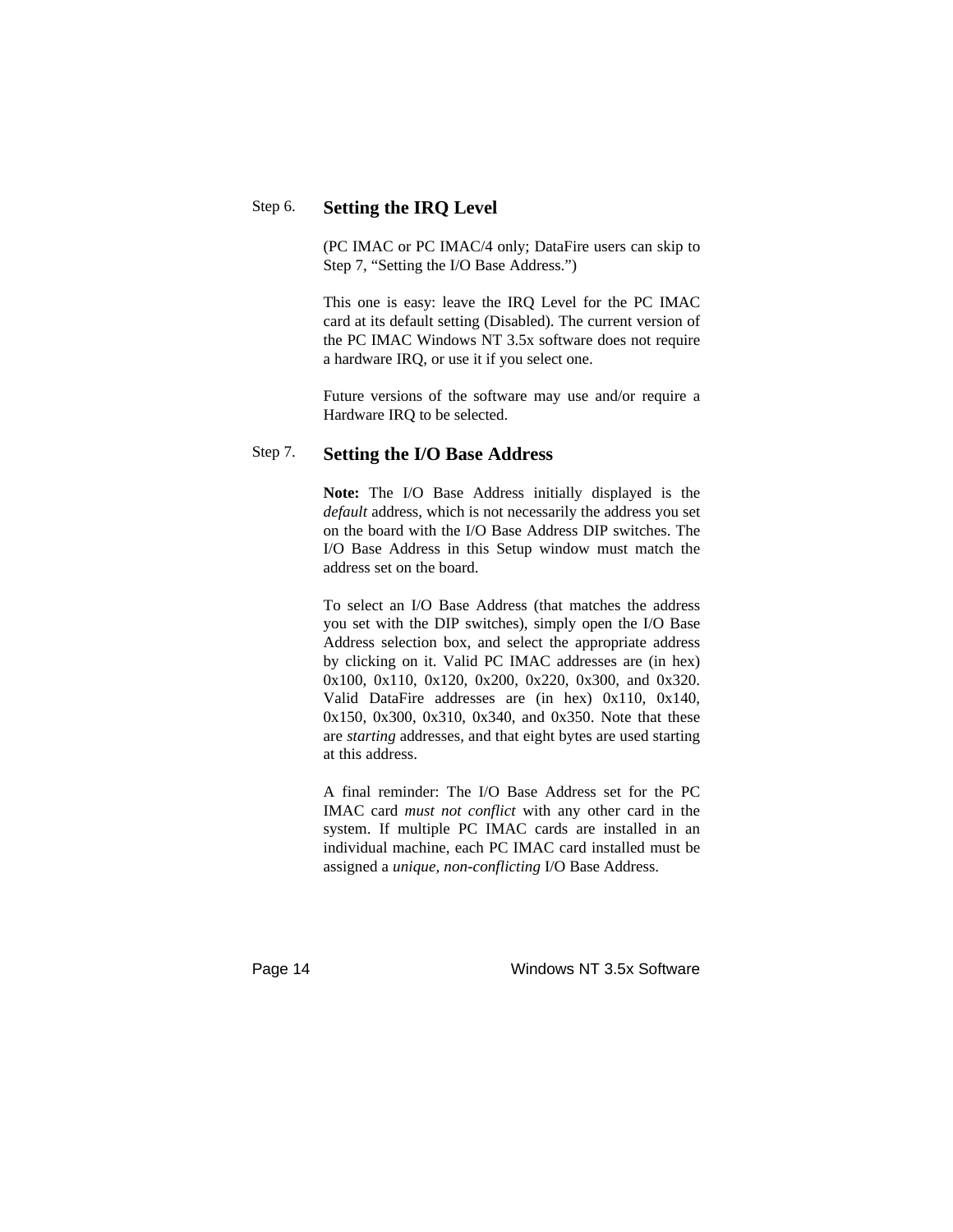Step 6. **Setting the IRQ Level**

(PC IMAC or PC IMAC/4 only; DataFire users can skip to Step 7, “Setting the I/O Base Address.”)

This one is easy: leave the IRQ Level for the PC IMAC card at its default setting (Disabled). The current version of the PC IMAC Windows NT 3.5x software does not require a hardware IRQ, or use it if you select one.

Future versions of the software may use and/or require a Hardware IRQ to be selected.

Step 7. **Setting the I/O Base Address**

**Note:** The I/O Base Address initially displayed is the *default* address, which is not necessarily the address you set on the board with the I/O Base Address DIP switches. The I/O Base Address in this Setup window must match the address set on the board.

To select an I/O Base Address (that matches the address you set with the DIP switches), simply open the I/O Base Address selection box, and select the appropriate address by clicking on it. Valid PC IMAC addresses are (in hex) 0x100, 0x110, 0x120, 0x200, 0x220, 0x300, and 0x320. Valid DataFire addresses are (in hex) 0x110, 0x140, 0x150, 0x300, 0x310, 0x340, and 0x350. Note that these are *starting* addresses, and that eight bytes are used starting at this address.

A final reminder: The I/O Base Address set for the PC IMAC card *must not conflict* with any other card in the system. If multiple PC IMAC cards are installed in an individual machine, each PC IMAC card installed must be assigned a *unique, non-conflicting* I/O Base Address.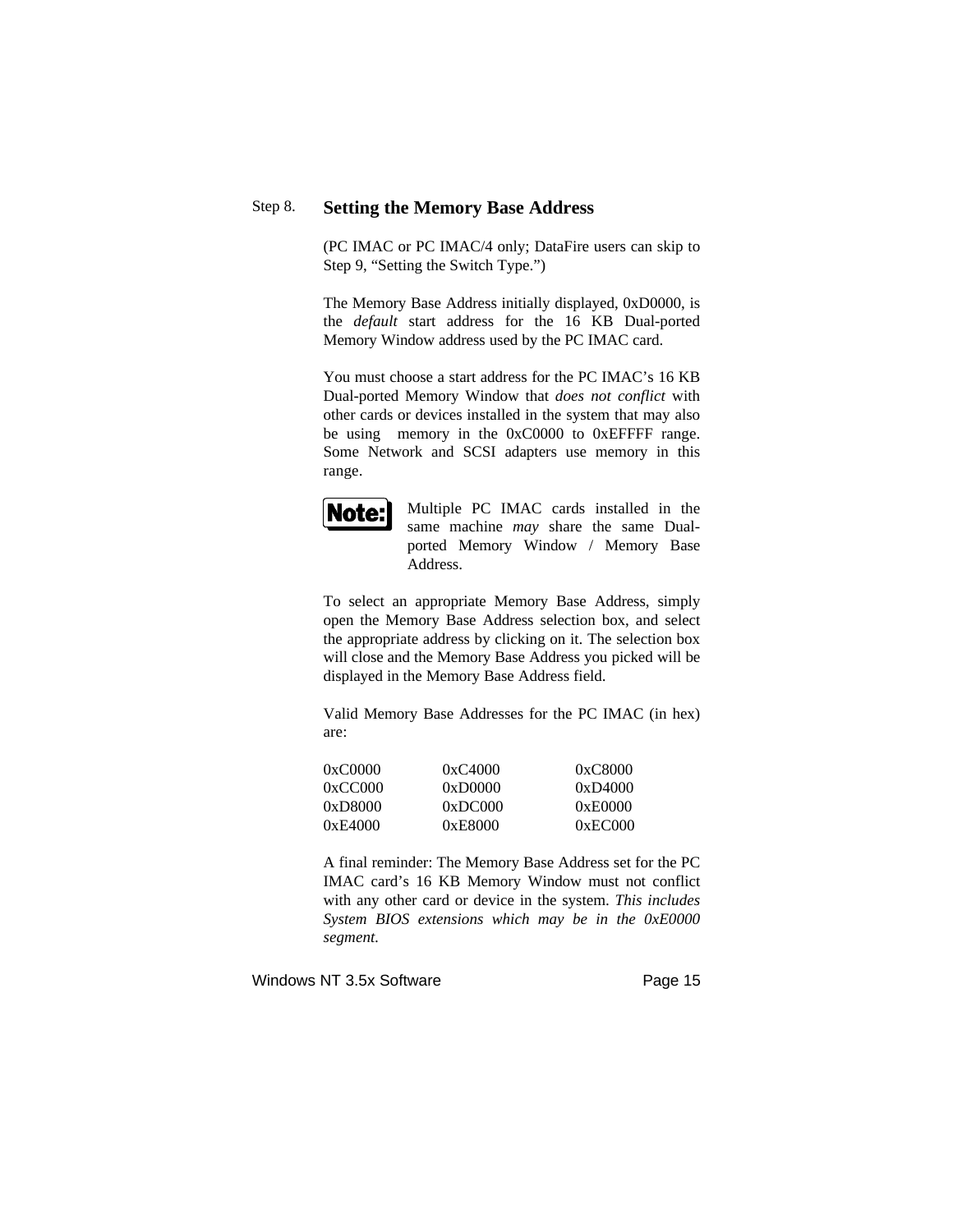## Step 8. Setting the Memory Base Address

(PC IMAC or PC IMAC/4 only; DataFire users can skip to Step 9, “Setting the Switch Type.”)

The Memory Base Address initially displayed, 0xD0000, is the *default* start address for the 16 KB Dual-ported Memory Window address used by the PC IMAC card.

You must choose a start address for the PC IMAC’s 16 KB Dual-ported Memory Window that *does not conflict* with other cards or devices installed in the system that may also be using memory in the 0xC0000 to 0xEFFFF range. Some Network and SCSI adapters use memory in this range.

**Note:** Multiple PC IMAC cards installed in the same machine *may* share the same Dual-ported Memory Window / Memory Base Address.

To select an appropriate Memory Base Address, simply open the Memory Base Address selection box, and select the appropriate address by clicking on it. The selection box will close and the Memory Base Address you picked will be displayed in the Memory Base Address field.

Valid Memory Base Addresses for the PC IMAC (in hex) are:

| | | |
|---|---|---|
| 0xC0000 | 0xC4000 | 0xC8000 |
| 0xCC000 | 0xD0000 | 0xD4000 |
| 0xD8000 | 0xDC000 | 0xE0000 |
| 0xE4000 | 0xE8000 | 0xEC000 |

A final reminder: The Memory Base Address set for the PC IMAC card’s 16 KB Memory Window must not conflict with any other card or device in the system. *This includes System BIOS extensions which may be in the 0xE0000 segment.*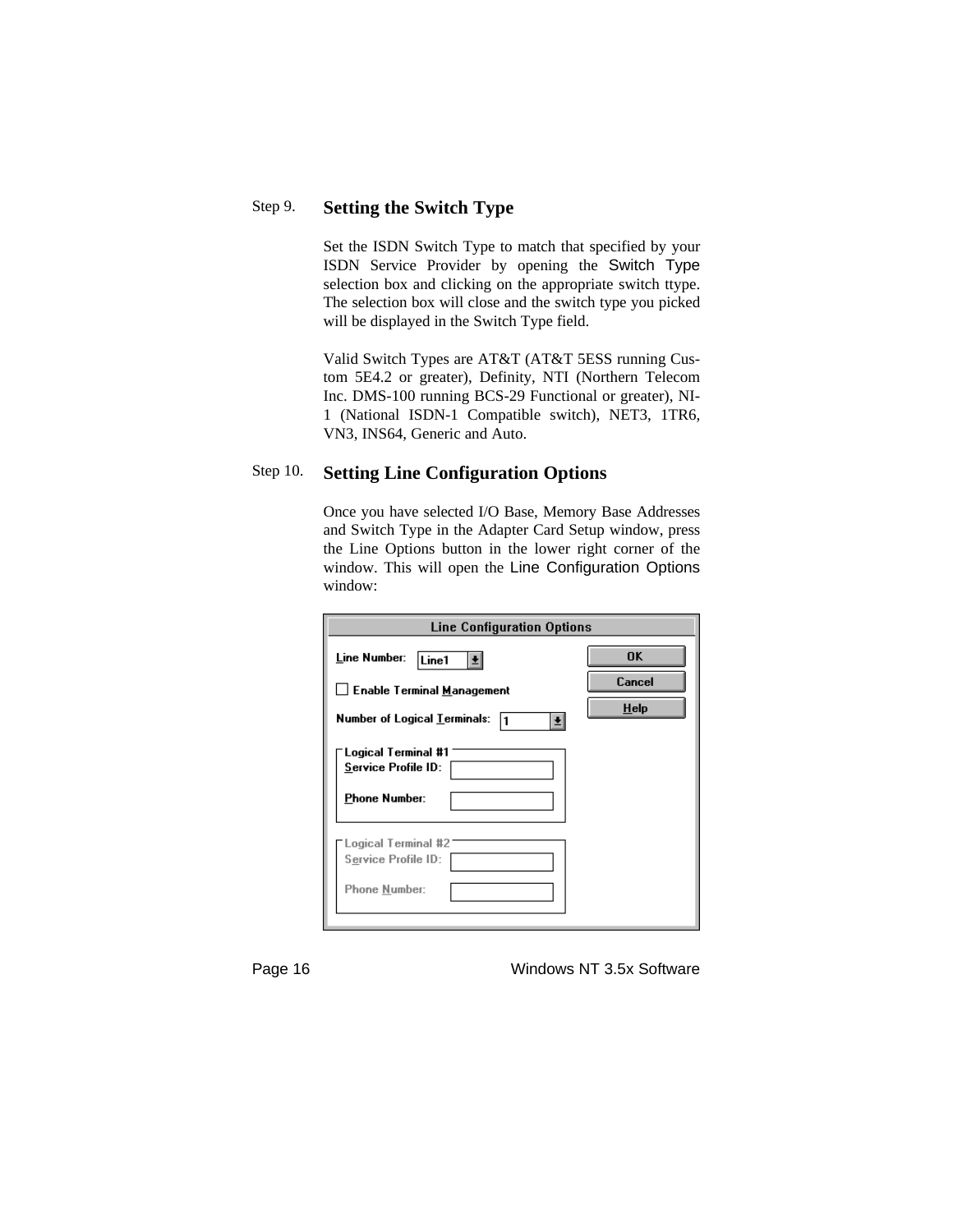Step 9. **Setting the Switch Type**

Set the ISDN Switch Type to match that specified by your ISDN Service Provider by opening the Switch Type selection box and clicking on the appropriate switch ttype. The selection box will close and the switch type you picked will be displayed in the Switch Type field.

Valid Switch Types are AT&T (AT&T 5ESS running Custom 5E4.2 or greater), Definity, NTI (Northern Telecom Inc. DMS-100 running BCS-29 Functional or greater), NI-1 (National ISDN-1 Compatible switch), NET3, 1TR6, VN3, INS64, Generic and Auto.

Step 10. **Setting Line Configuration Options**

Once you have selected I/O Base, Memory Base Addresses and Switch Type in the Adapter Card Setup window, press the Line Options button in the lower right corner of the window. This will open the Line Configuration Options window:

Line Configuration Options

Line Number: Line1

OK

Cancel

Help

Enable Terminal Management

Number of Logical Terminals: 1

Logical Terminal #1

Service Profile ID:

Phone Number:

Logical Terminal #2

Service Profile ID:

Phone Number: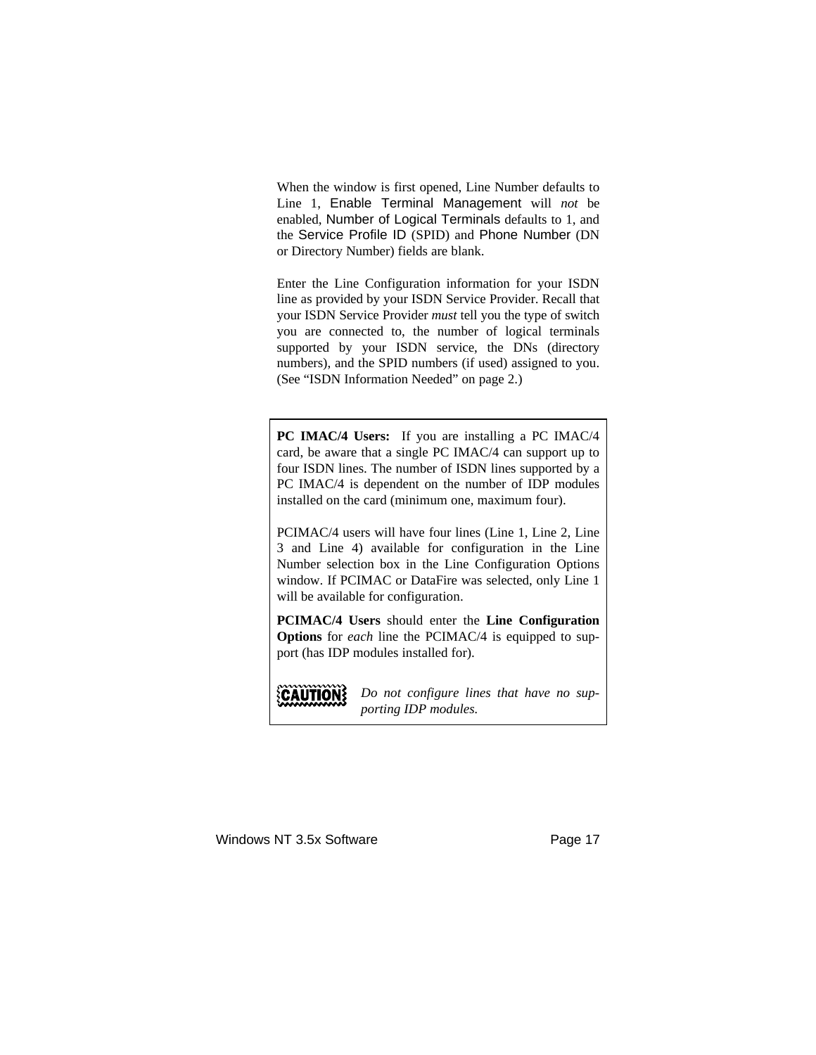When the window is first opened, Line Number defaults to Line 1, Enable Terminal Management will *not* be enabled, Number of Logical Terminals defaults to 1, and the Service Profile ID (SPID) and Phone Number (DN or Directory Number) fields are blank.

Enter the Line Configuration information for your ISDN line as provided by your ISDN Service Provider. Recall that your ISDN Service Provider *must* tell you the type of switch you are connected to, the number of logical terminals supported by your ISDN service, the DNs (directory numbers), and the SPID numbers (if used) assigned to you. (See "ISDN Information Needed" on page 2.)

**PC IMAC/4 Users:** If you are installing a PC IMAC/4 card, be aware that a single PC IMAC/4 can support up to four ISDN lines. The number of ISDN lines supported by a PC IMAC/4 is dependent on the number of IDP modules installed on the card (minimum one, maximum four).

PCIMAC/4 users will have four lines (Line 1, Line 2, Line 3 and Line 4) available for configuration in the Line Number selection box in the Line Configuration Options window. If PCIMAC or DataFire was selected, only Line 1 will be available for configuration.

**PCIMAC/4 Users** should enter the **Line Configuration Options** for *each* line the PCIMAC/4 is equipped to support (has IDP modules installed for).

**CAUTION** *Do not configure lines that have no supporting IDP modules.*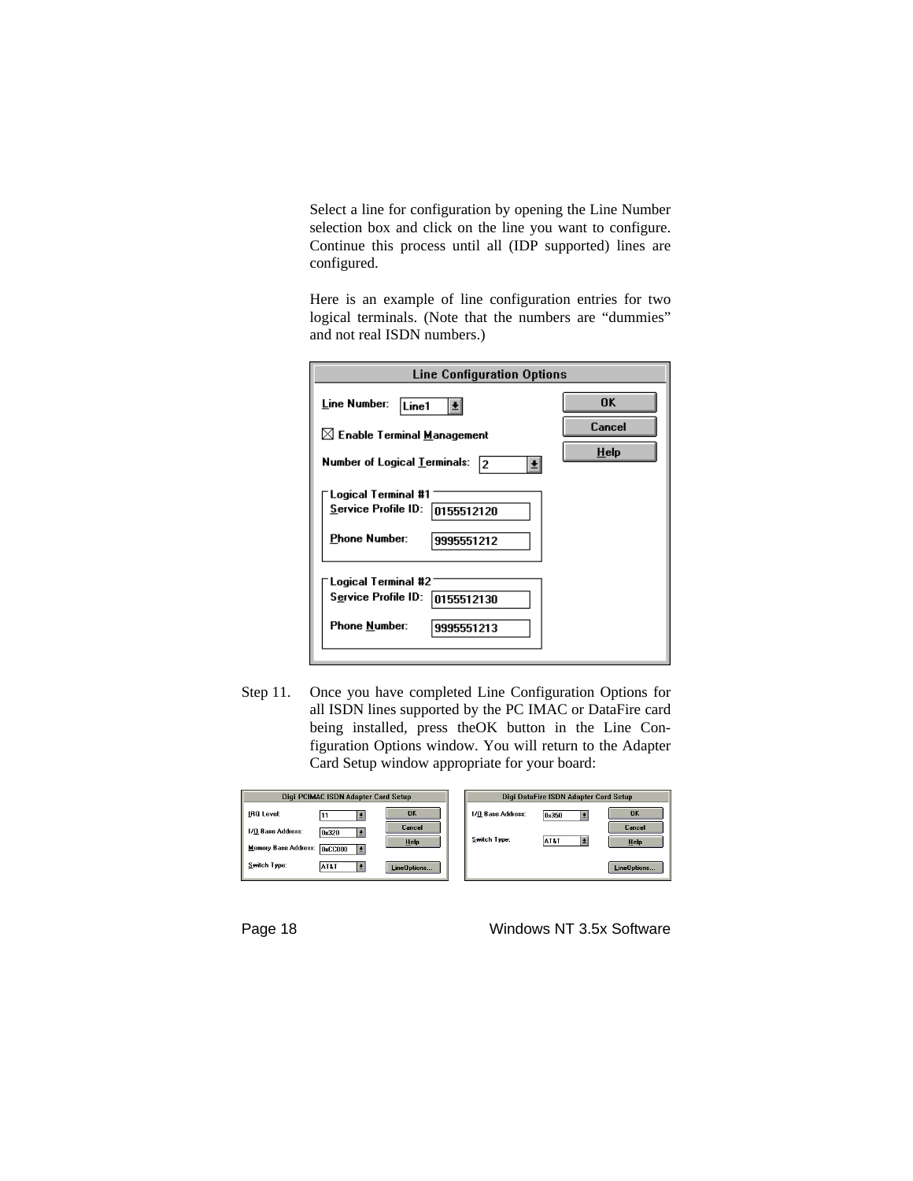Select a line for configuration by opening the Line Number selection box and click on the line you want to configure. Continue this process until all (IDP supported) lines are configured.

Here is an example of line configuration entries for two logical terminals. (Note that the numbers are "dummies" and not real ISDN numbers.)

**Line Configuration Options**

Line Number: Line1

☒ Enable Terminal Management

Number of Logical Terminals: 2

Logical Terminal #1
Service Profile ID: 0155512120
Phone Number: 9995551212

Logical Terminal #2
Service Profile ID: 0155512130
Phone Number: 9995551213

OK | Cancel | Help

Step 11. Once you have completed Line Configuration Options for all ISDN lines supported by the PC IMAC or DataFire card being installed, press theOK button in the Line Configuration Options window. You will return to the Adapter Card Setup window appropriate for your board:

**Digi PCIMAC ISDN Adapter Card Setup**

IRQ Level: 11
I/O Base Address: 0x320
Memory Base Address: 0xCC000
Switch Type: AT&T

OK | Cancel | Help | LineOptions...

**Digi DataFire ISDN Adapter Card Setup**

I/O Base Address: 0x350
Switch Type: AT&T

OK | Cancel | Help | LineOptions...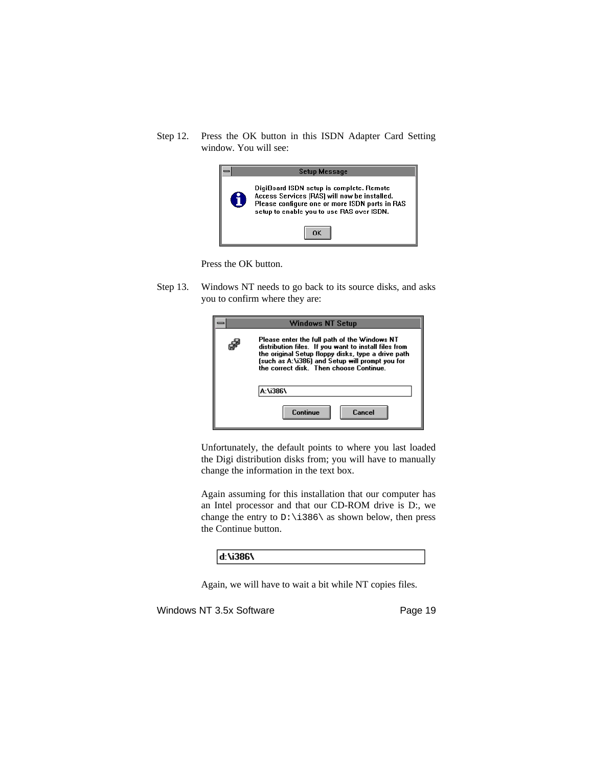Step 12. Press the OK button in this ISDN Adapter Card Setting window. You will see:

Setup Message

DigiBoard ISDN setup is complete. Remote Access Services (RAS) will now be installed. Please configure one or more ISDN ports in RAS setup to enable you to use RAS over ISDN.

OK

Press the OK button.

Step 13. Windows NT needs to go back to its source disks, and asks you to confirm where they are:

Windows NT Setup

Please enter the full path of the Windows NT distribution files. If you want to install files from the original Setup floppy disks, type a drive path (such as A:\i386) and Setup will prompt you for the correct disk. Then choose Continue.

A:\i386\

Continue Cancel

Unfortunately, the default points to where you last loaded the Digi distribution disks from; you will have to manually change the information in the text box.

Again assuming for this installation that our computer has an Intel processor and that our CD-ROM drive is D:, we change the entry to `D:\i386\` as shown below, then press the Continue button.

d:\i386\

Again, we will have to wait a bit while NT copies files.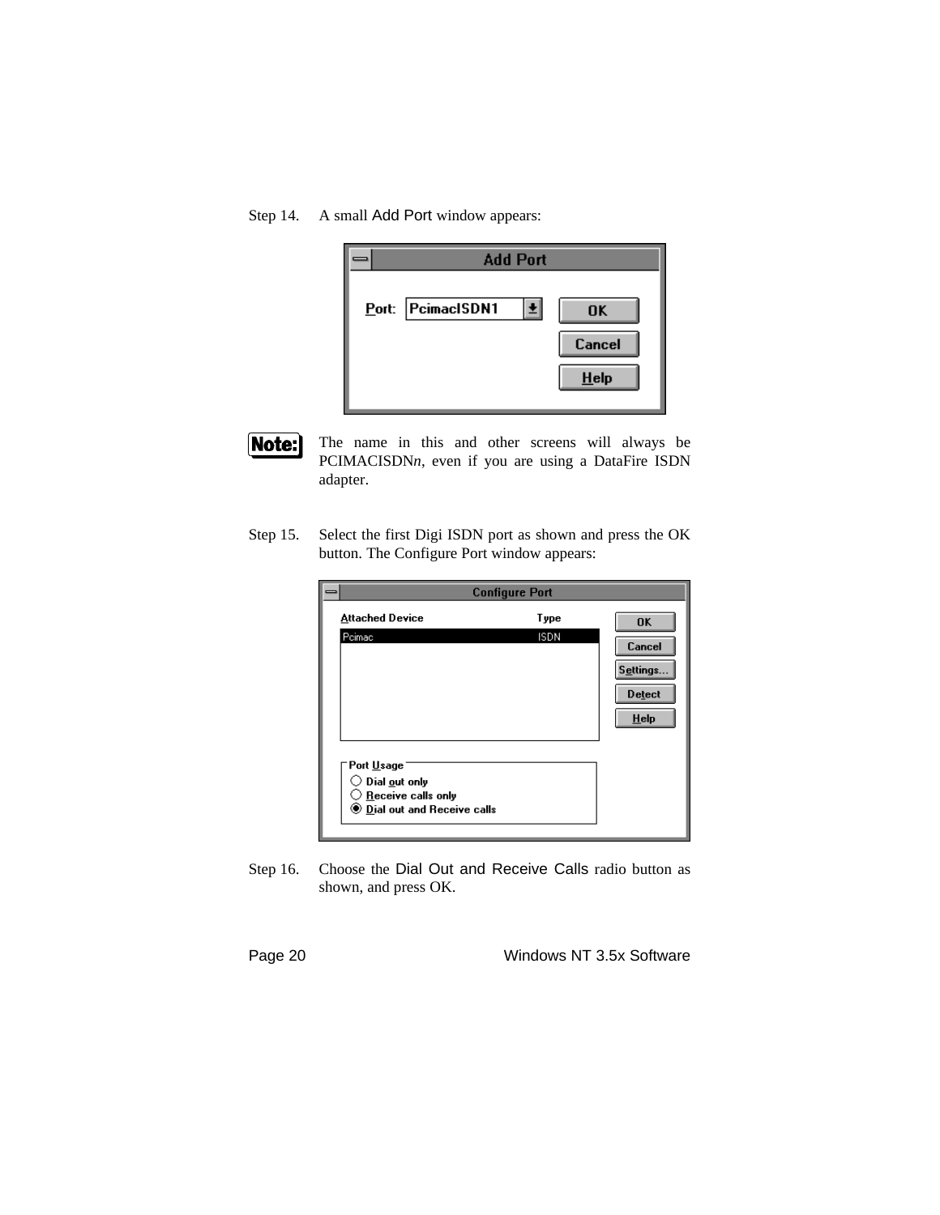Step 14. A small Add Port window appears:

**Note:** The name in this and other screens will always be PCIMACISDN*n*, even if you are using a DataFire ISDN adapter.

Step 15. Select the first Digi ISDN port as shown and press the OK button. The Configure Port window appears:

Step 16. Choose the Dial Out and Receive Calls radio button as shown, and press OK.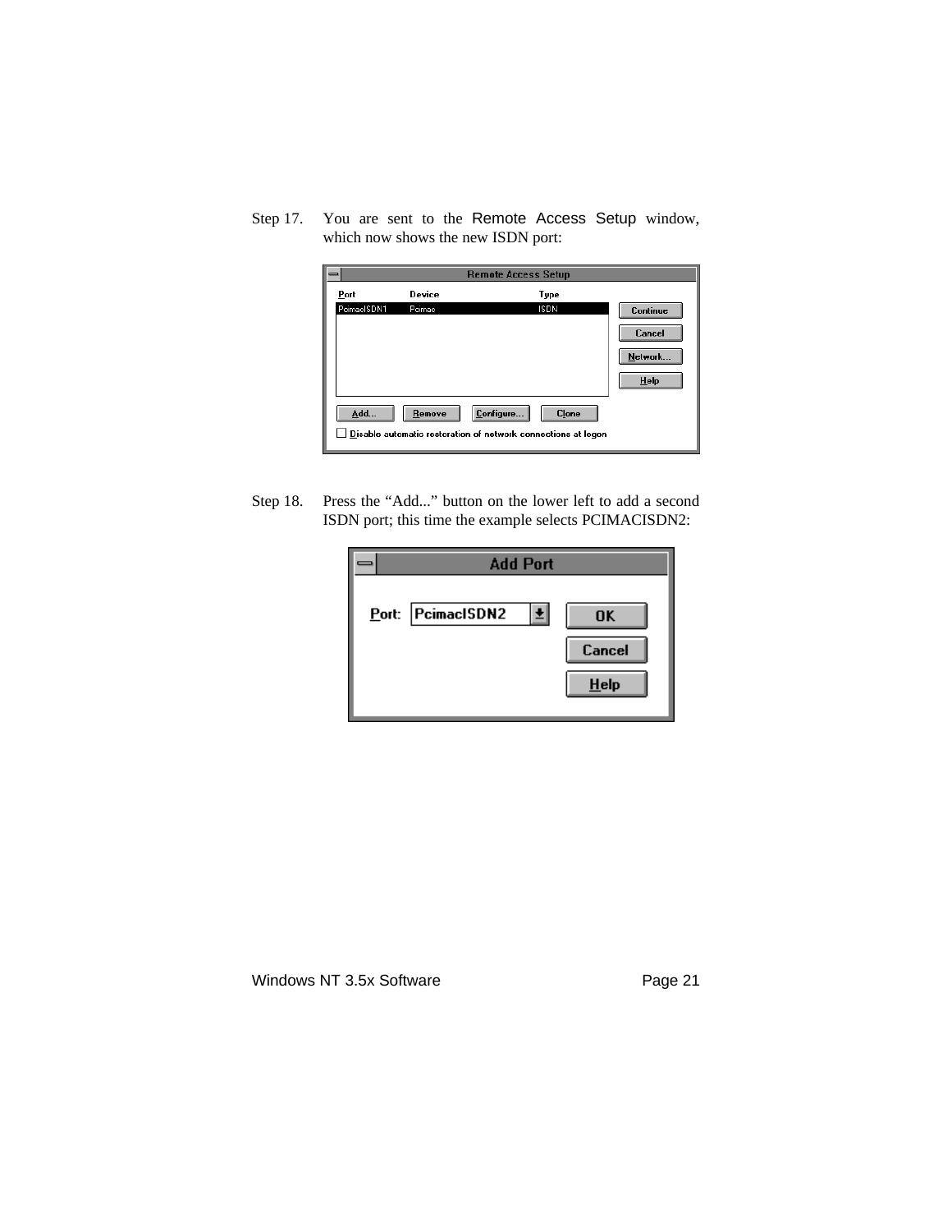Step 17. You are sent to the Remote Access Setup window, which now shows the new ISDN port:

Step 18. Press the “Add...” button on the lower left to add a second ISDN port; this time the example selects PCIMACISDN2: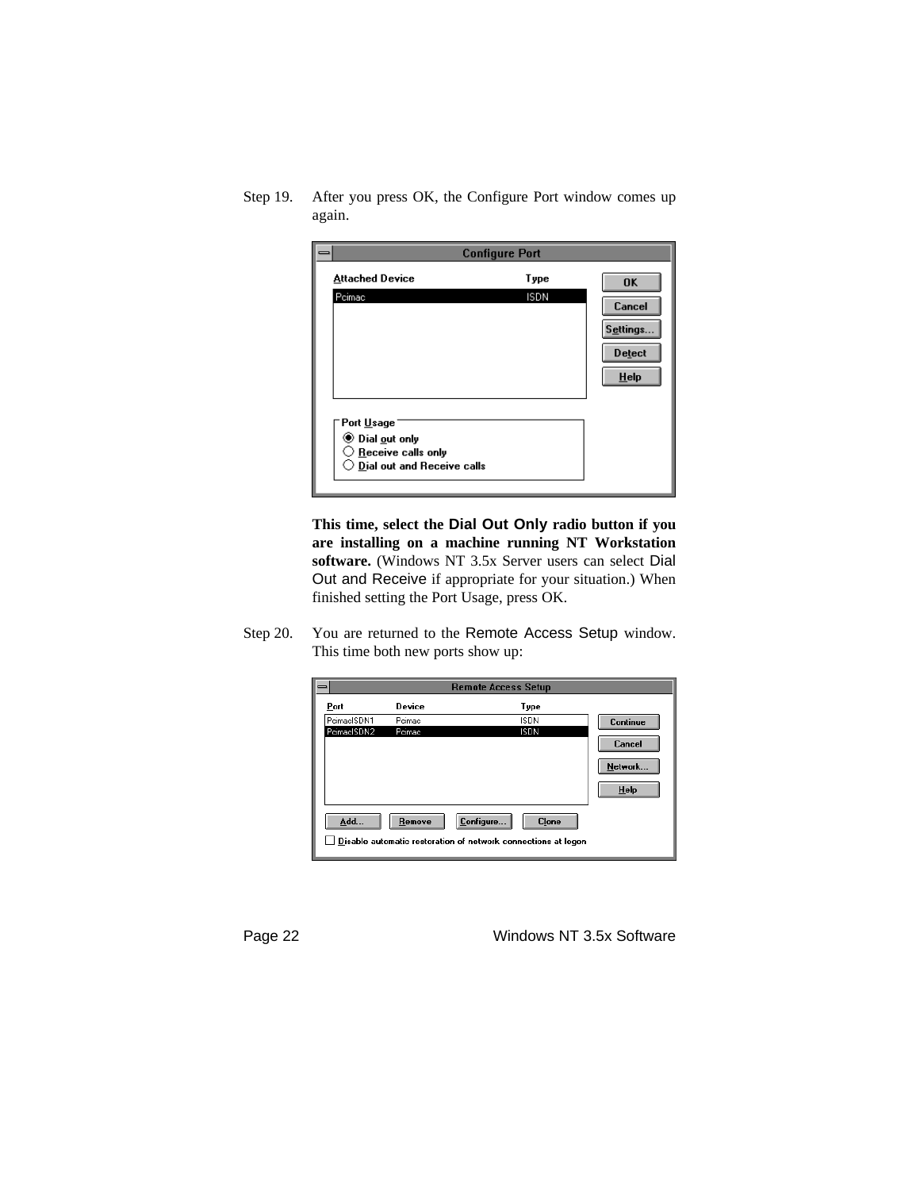Step 19. After you press OK, the Configure Port window comes up again.

**This time, select the Dial Out Only radio button if you are installing on a machine running NT Workstation software.** (Windows NT 3.5x Server users can select Dial Out and Receive if appropriate for your situation.) When finished setting the Port Usage, press OK.

Step 20. You are returned to the Remote Access Setup window. This time both new ports show up: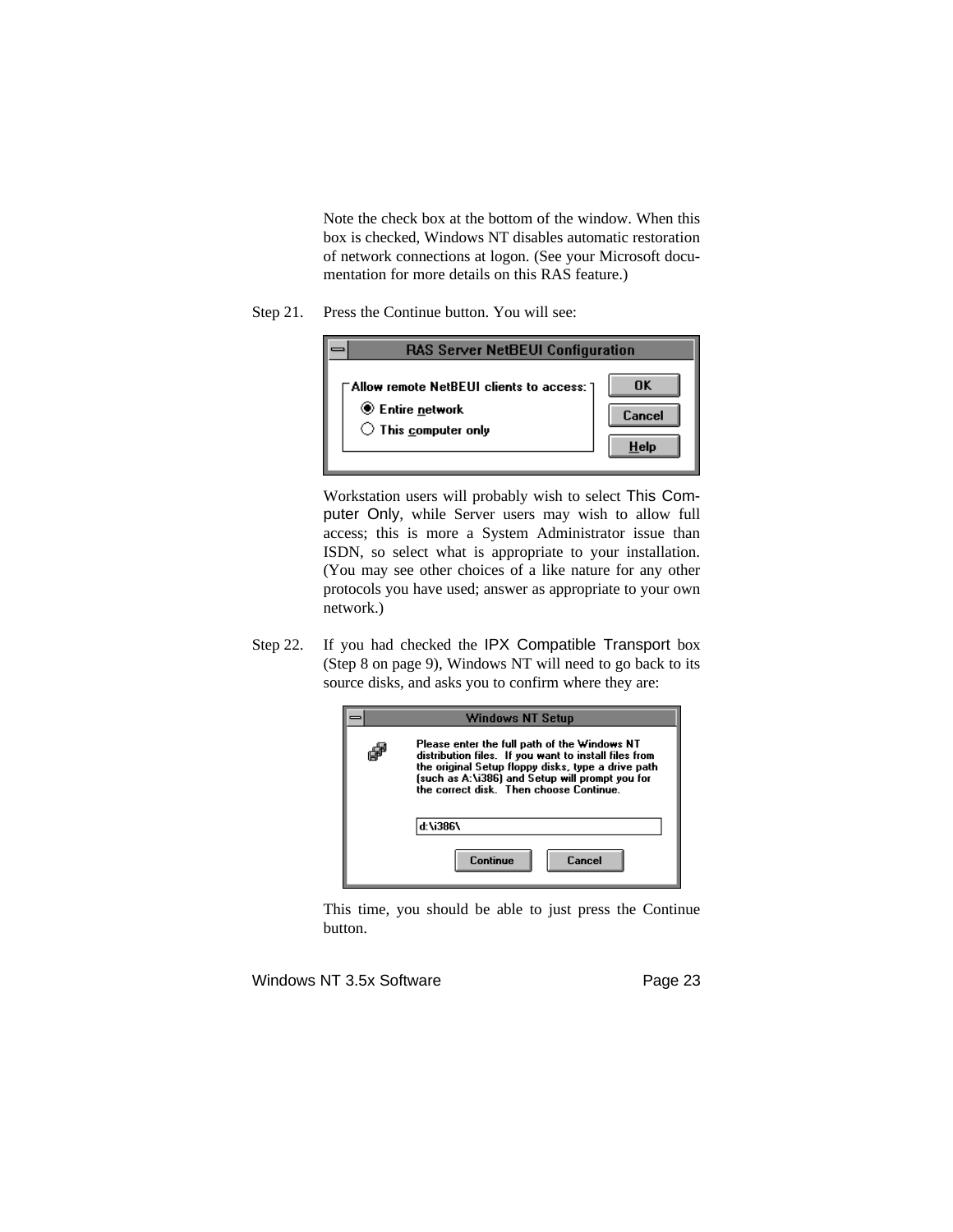Note the check box at the bottom of the window. When this box is checked, Windows NT disables automatic restoration of network connections at logon. (See your Microsoft documentation for more details on this RAS feature.)

Step 21. Press the Continue button. You will see:

Workstation users will probably wish to select This Computer Only, while Server users may wish to allow full access; this is more a System Administrator issue than ISDN, so select what is appropriate to your installation. (You may see other choices of a like nature for any other protocols you have used; answer as appropriate to your own network.)

Step 22. If you had checked the IPX Compatible Transport box (Step 8 on page 9), Windows NT will need to go back to its source disks, and asks you to confirm where they are:

This time, you should be able to just press the Continue button.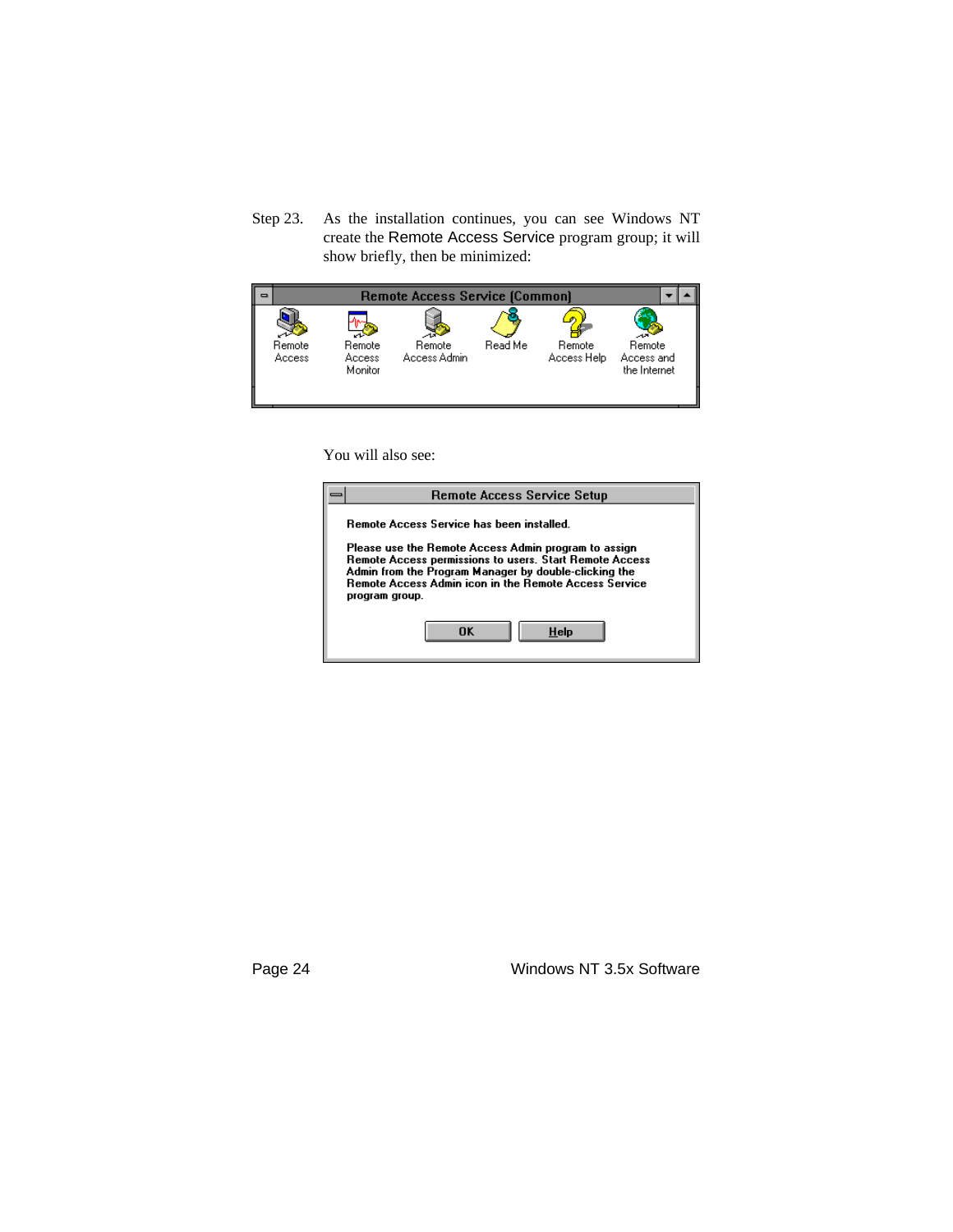Step 23. As the installation continues, you can see Windows NT create the Remote Access Service program group; it will show briefly, then be minimized:

Remote Access Service (Common)

Remote Access
Remote Access Monitor
Remote Access Admin
Read Me
Remote Access Help
Remote Access and the Internet

You will also see:

Remote Access Service Setup

Remote Access Service has been installed.

Please use the Remote Access Admin program to assign Remote Access permissions to users. Start Remote Access Admin from the Program Manager by double-clicking the Remote Access Admin icon in the Remote Access Service program group.

OK | Help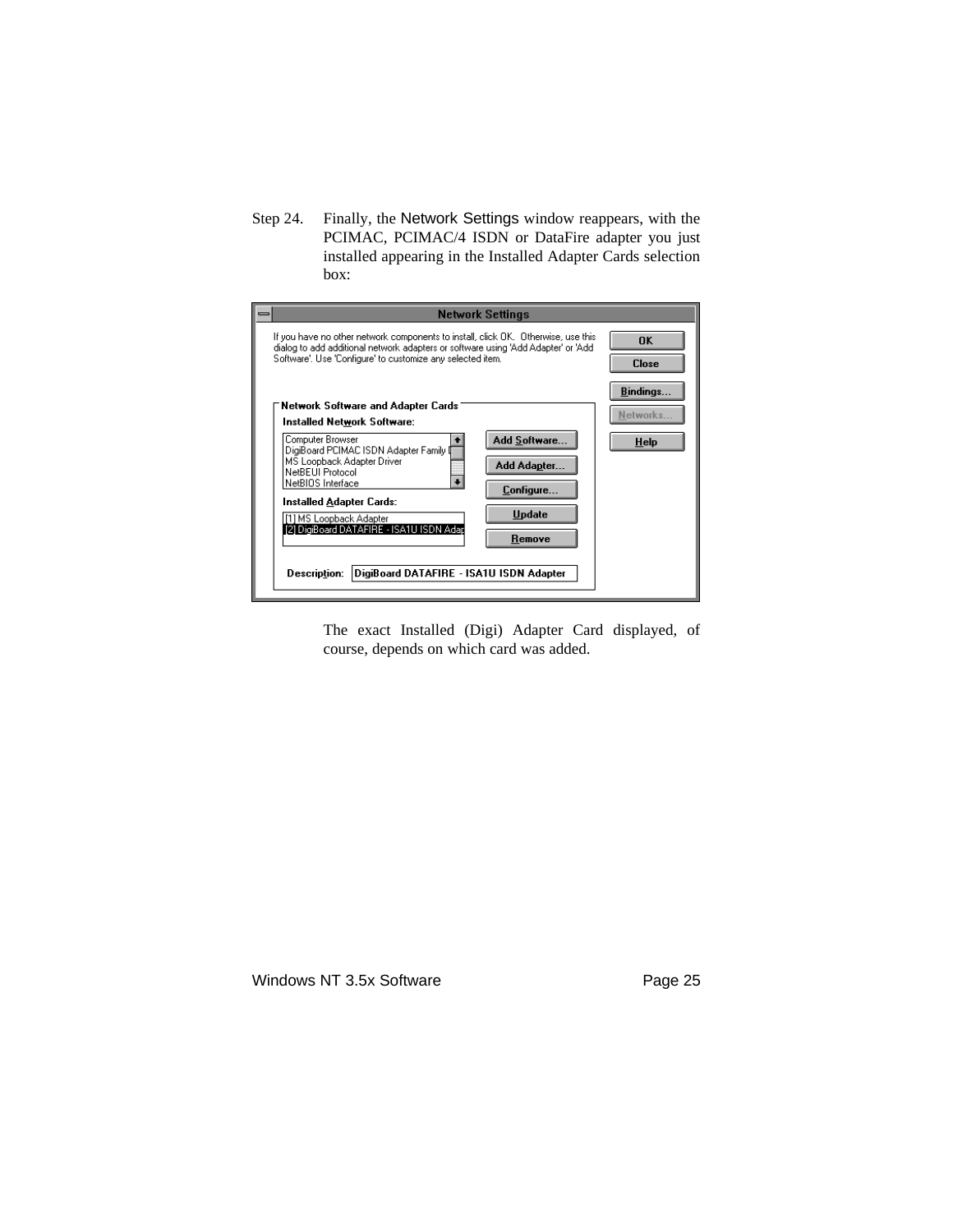Step 24. Finally, the Network Settings window reappears, with the PCIMAC, PCIMAC/4 ISDN or DataFire adapter you just installed appearing in the Installed Adapter Cards selection box:

The exact Installed (Digi) Adapter Card displayed, of course, depends on which card was added.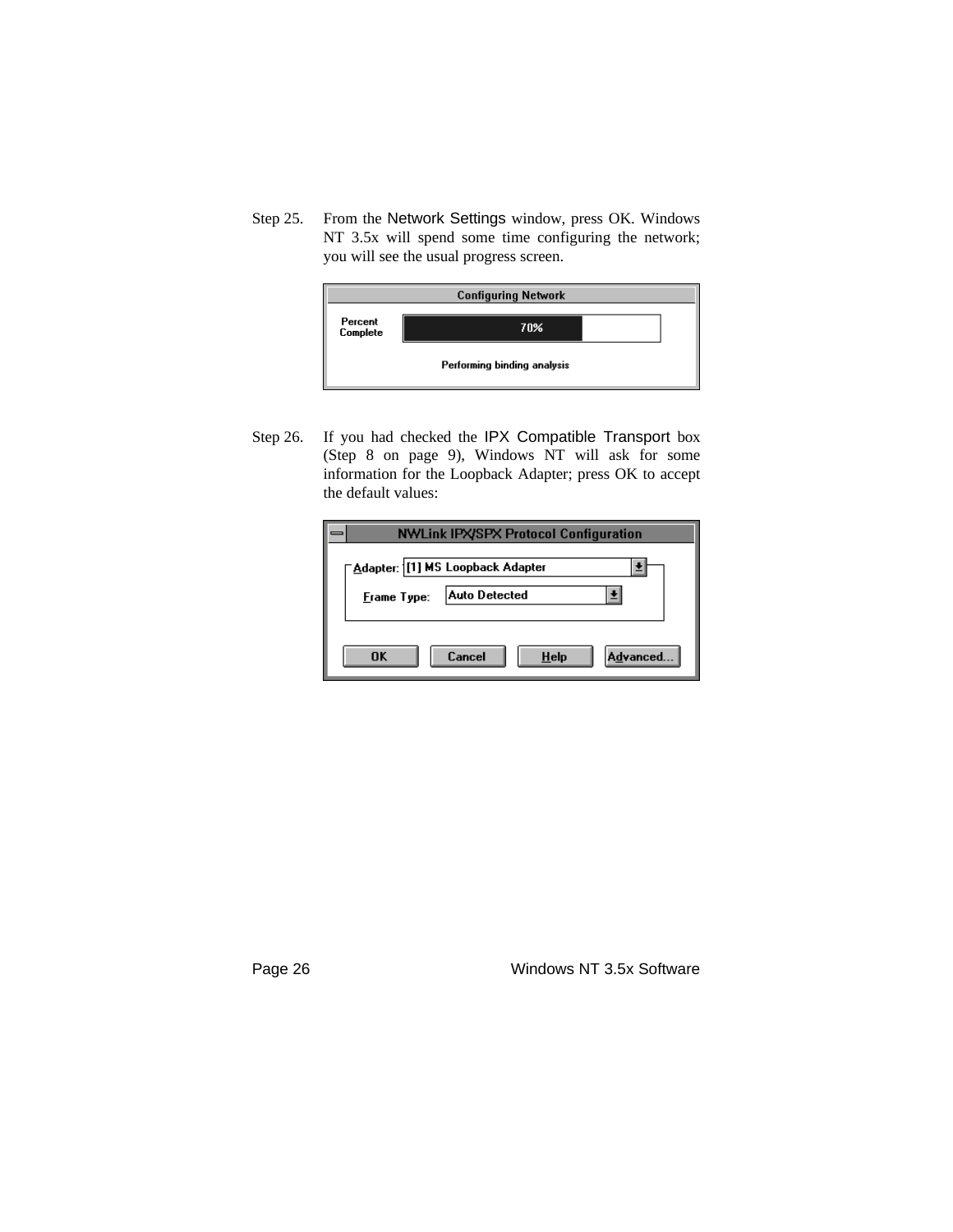Step 25. From the Network Settings window, press OK. Windows NT 3.5x will spend some time configuring the network; you will see the usual progress screen.

Configuring Network

Percent Complete

70%

Performing binding analysis

Step 26. If you had checked the IPX Compatible Transport box (Step 8 on page 9), Windows NT will ask for some information for the Loopback Adapter; press OK to accept the default values:

NWLink IPX/SPX Protocol Configuration

Adapter: [1] MS Loopback Adapter

Frame Type: Auto Detected

OK Cancel Help Advanced...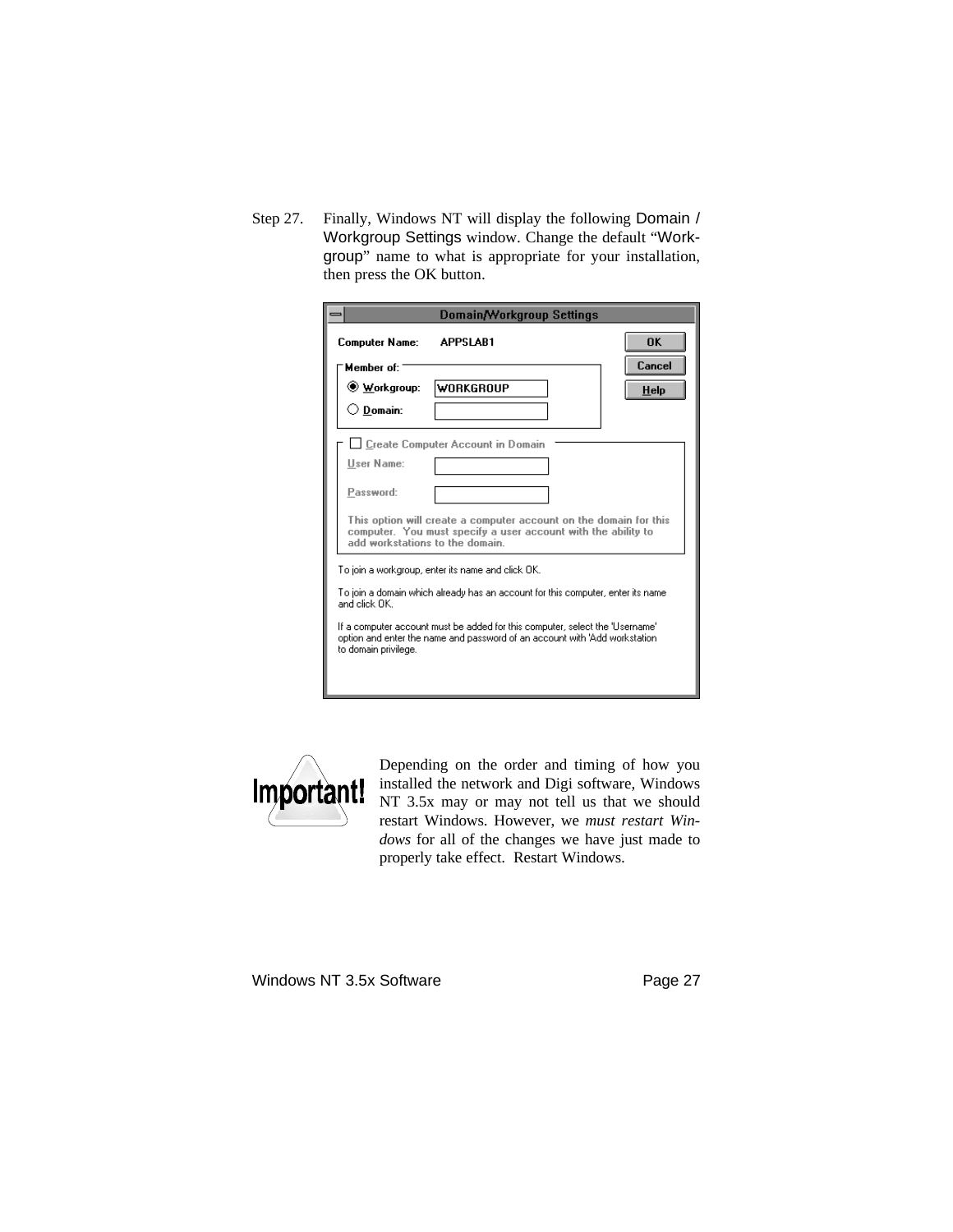Step 27. Finally, Windows NT will display the following Domain / Workgroup Settings window. Change the default "Workgroup" name to what is appropriate for your installation, then press the OK button.

**Important!**

Depending on the order and timing of how you installed the network and Digi software, Windows NT 3.5x may or may not tell us that we should restart Windows. However, we *must restart Windows* for all of the changes we have just made to properly take effect. Restart Windows.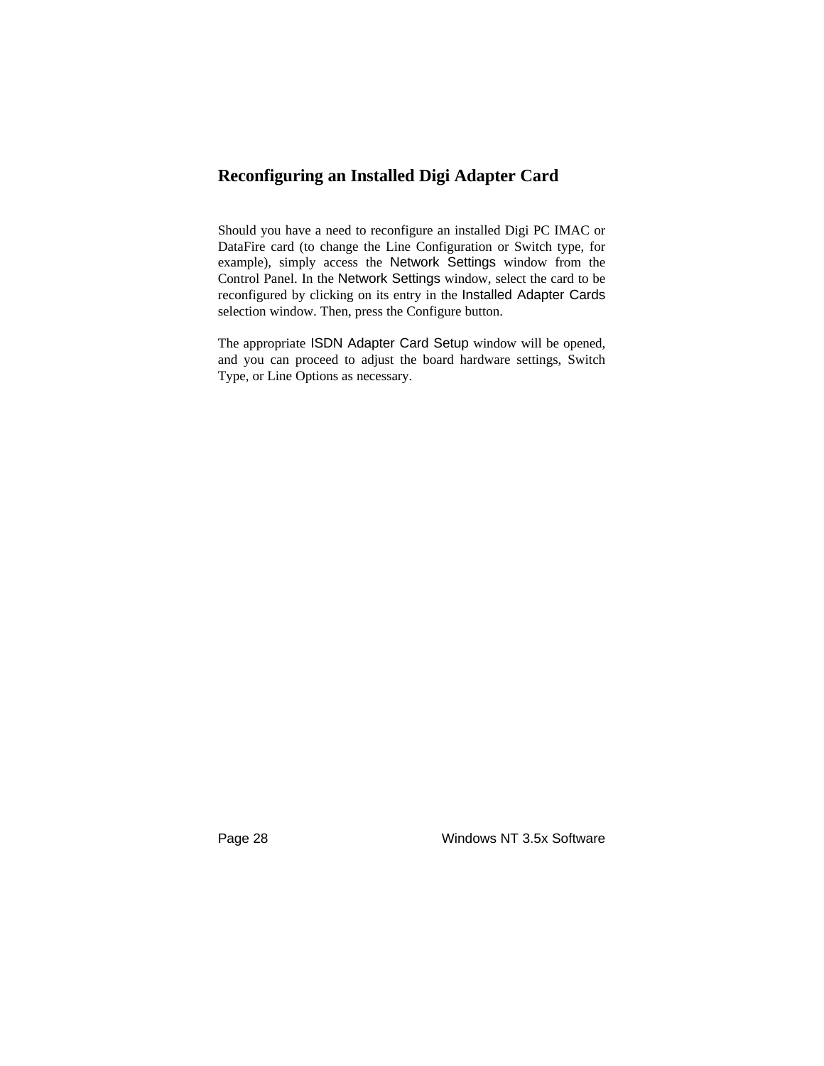## Reconfiguring an Installed Digi Adapter Card

Should you have a need to reconfigure an installed Digi PC IMAC or DataFire card (to change the Line Configuration or Switch type, for example), simply access the Network Settings window from the Control Panel. In the Network Settings window, select the card to be reconfigured by clicking on its entry in the Installed Adapter Cards selection window. Then, press the Configure button.

The appropriate ISDN Adapter Card Setup window will be opened, and you can proceed to adjust the board hardware settings, Switch Type, or Line Options as necessary.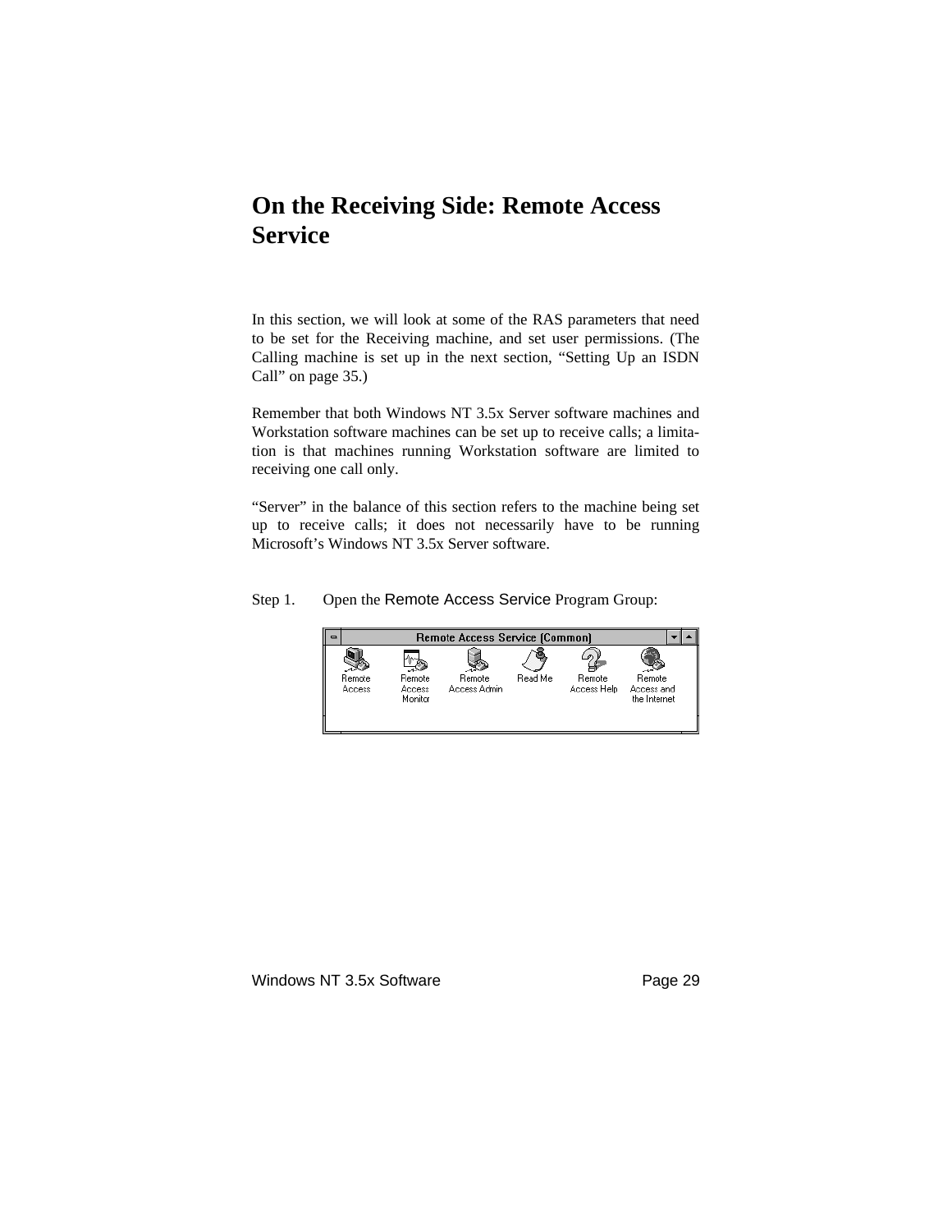# On the Receiving Side: Remote Access Service

In this section, we will look at some of the RAS parameters that need to be set for the Receiving machine, and set user permissions. (The Calling machine is set up in the next section, "Setting Up an ISDN Call" on page 35.)

Remember that both Windows NT 3.5x Server software machines and Workstation software machines can be set up to receive calls; a limitation is that machines running Workstation software are limited to receiving one call only.

"Server" in the balance of this section refers to the machine being set up to receive calls; it does not necessarily have to be running Microsoft's Windows NT 3.5x Server software.

Step 1. Open the Remote Access Service Program Group:

Remote Access Service (Common)

Remote Access | Remote Access Monitor | Remote Access Admin | Read Me | Remote Access Help | Remote Access and the Internet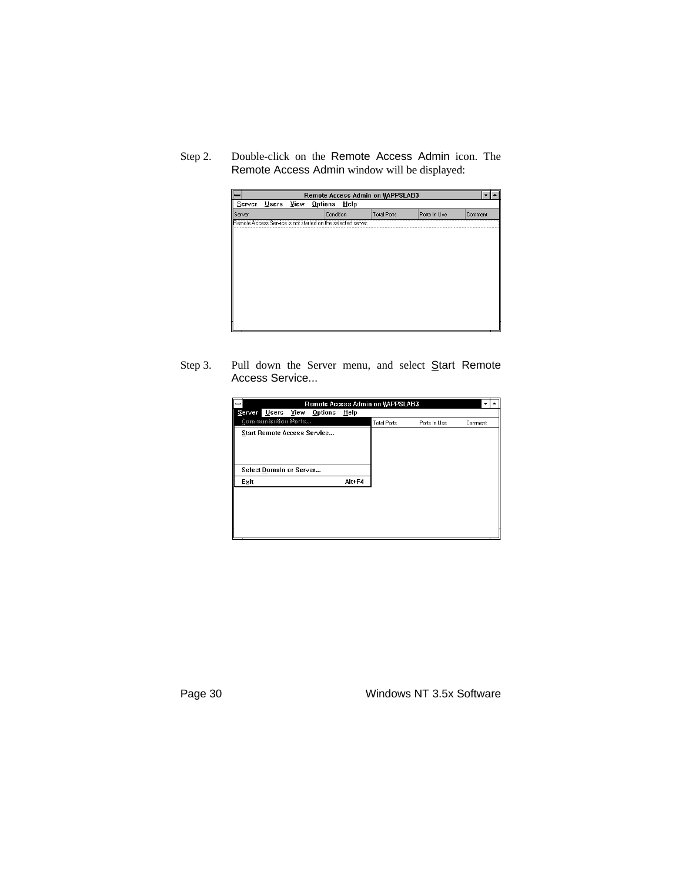Step 2. Double-click on the Remote Access Admin icon. The Remote Access Admin window will be displayed:

Step 3. Pull down the Server menu, and select Start Remote Access Service...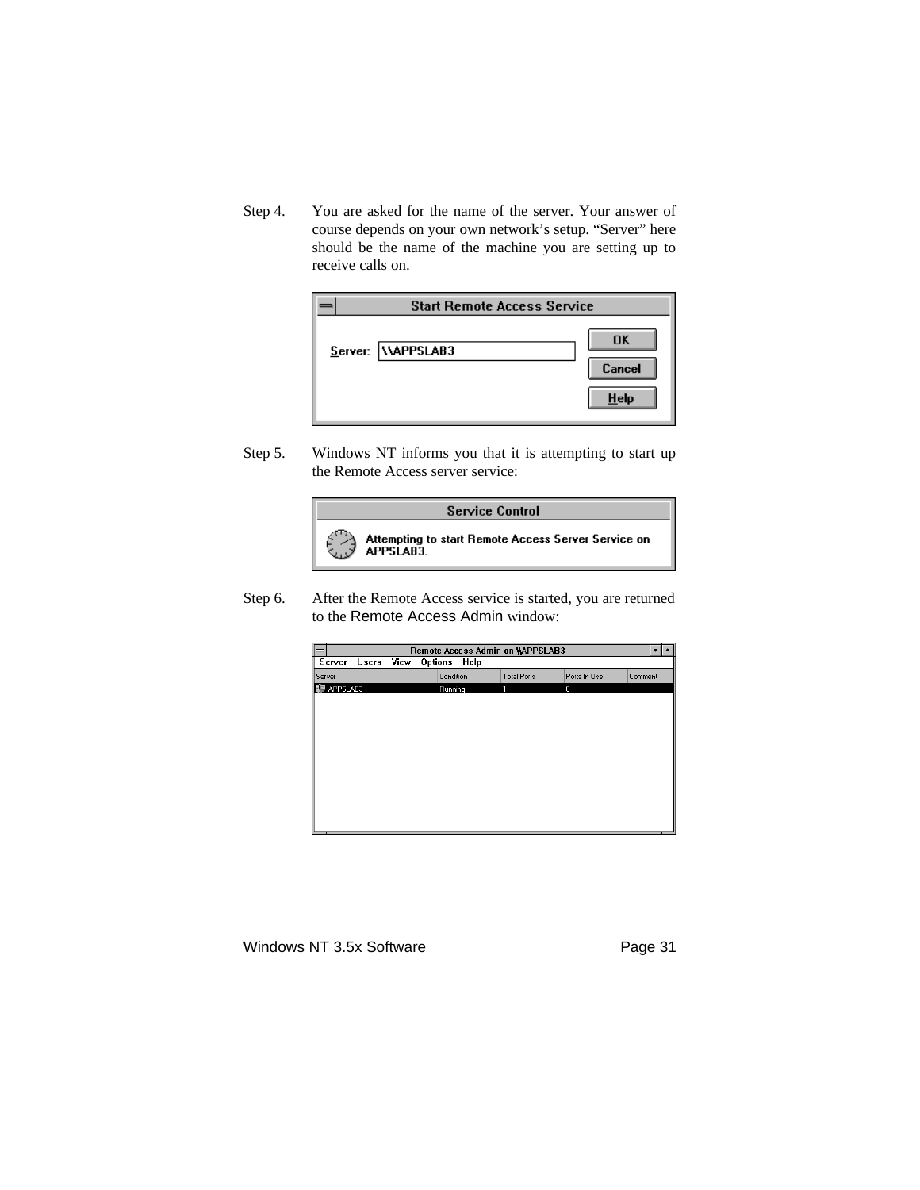Step 4. You are asked for the name of the server. Your answer of course depends on your own network's setup. "Server" here should be the name of the machine you are setting up to receive calls on.

Step 5. Windows NT informs you that it is attempting to start up the Remote Access server service:

Step 6. After the Remote Access service is started, you are returned to the Remote Access Admin window: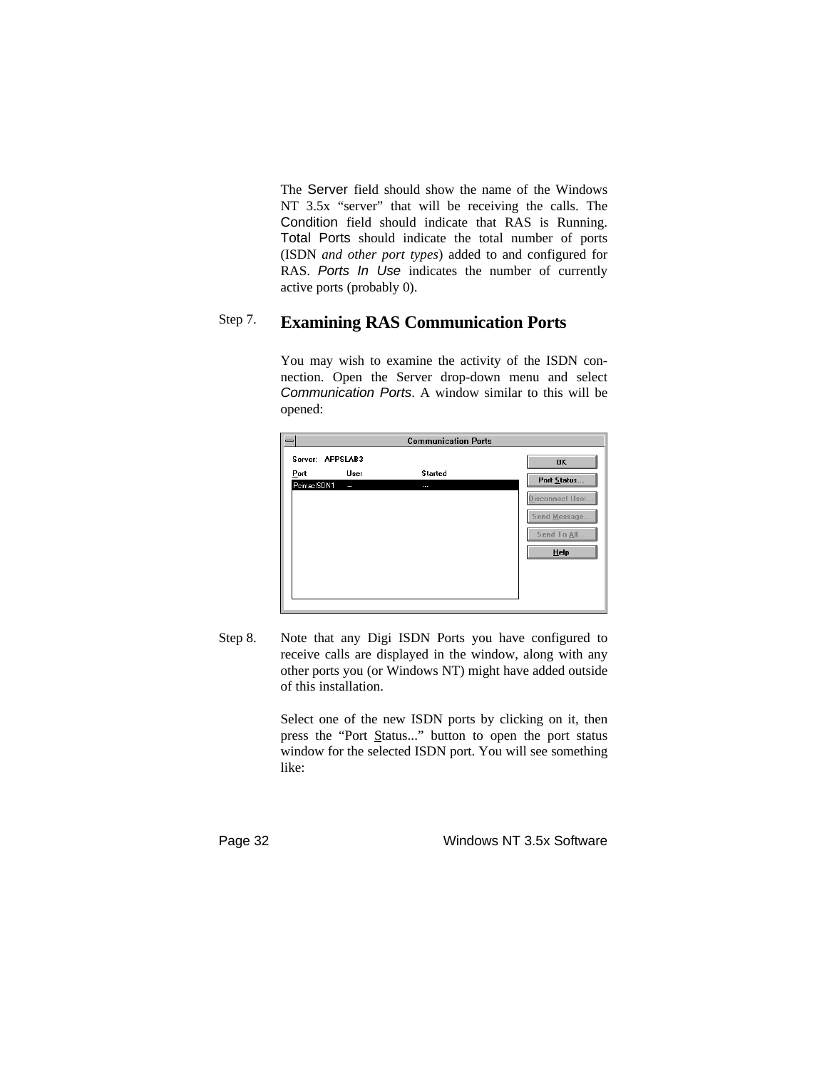The Server field should show the name of the Windows NT 3.5x "server" that will be receiving the calls. The Condition field should indicate that RAS is Running. Total Ports should indicate the total number of ports (ISDN *and other port types*) added to and configured for RAS. *Ports In Use* indicates the number of currently active ports (probably 0).

## Step 7. Examining RAS Communication Ports

You may wish to examine the activity of the ISDN connection. Open the Server drop-down menu and select *Communication Ports*. A window similar to this will be opened:

Step 8. Note that any Digi ISDN Ports you have configured to receive calls are displayed in the window, along with any other ports you (or Windows NT) might have added outside of this installation.

Select one of the new ISDN ports by clicking on it, then press the "Port Status..." button to open the port status window for the selected ISDN port. You will see something like: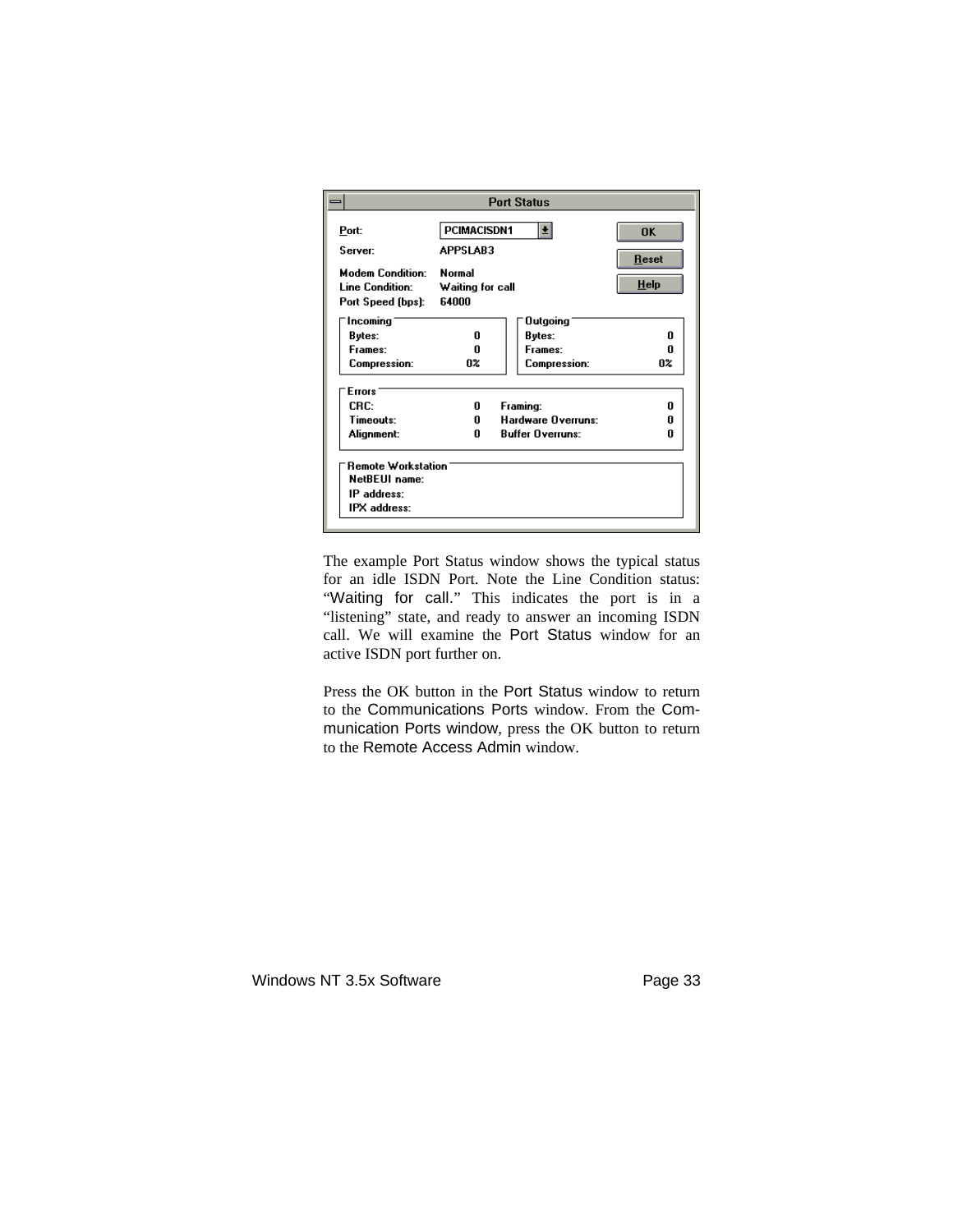Port Status

Port: PCIMACISDN1

Server: APPSLAB3

Modem Condition: Normal

Line Condition: Waiting for call

Port Speed (bps): 64000

OK

Reset

Help

Incoming

Bytes: 0

Frames: 0

Compression: 0%

Outgoing

Bytes: 0

Frames: 0

Compression: 0%

Errors

CRC: 0

Timeouts: 0

Alignment: 0

Framing: 0

Hardware Overruns: 0

Buffer Overruns: 0

Remote Workstation

NetBEUI name:

IP address:

IPX address:

The example Port Status window shows the typical status for an idle ISDN Port. Note the Line Condition status: "Waiting for call." This indicates the port is in a "listening" state, and ready to answer an incoming ISDN call. We will examine the Port Status window for an active ISDN port further on.

Press the OK button in the Port Status window to return to the Communications Ports window. From the Communication Ports window, press the OK button to return to the Remote Access Admin window.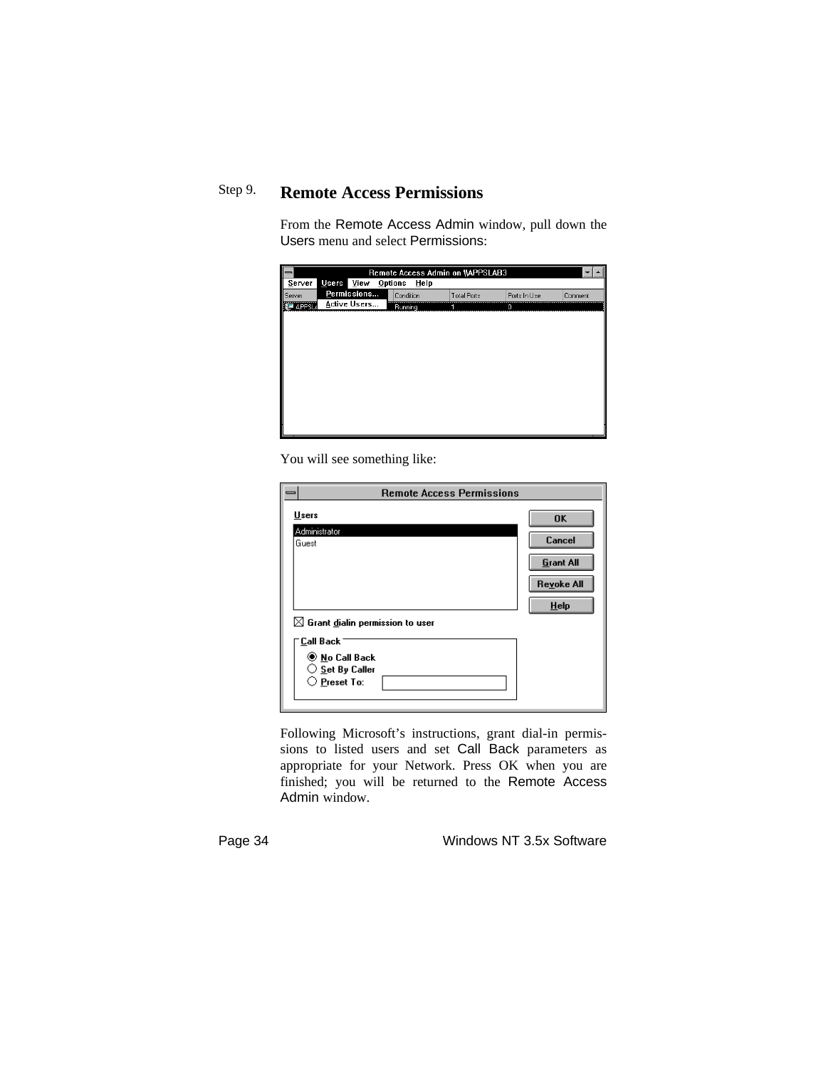Step 9.

## Remote Access Permissions

From the Remote Access Admin window, pull down the Users menu and select Permissions:

You will see something like:

Following Microsoft's instructions, grant dial-in permissions to listed users and set Call Back parameters as appropriate for your Network. Press OK when you are finished; you will be returned to the Remote Access Admin window.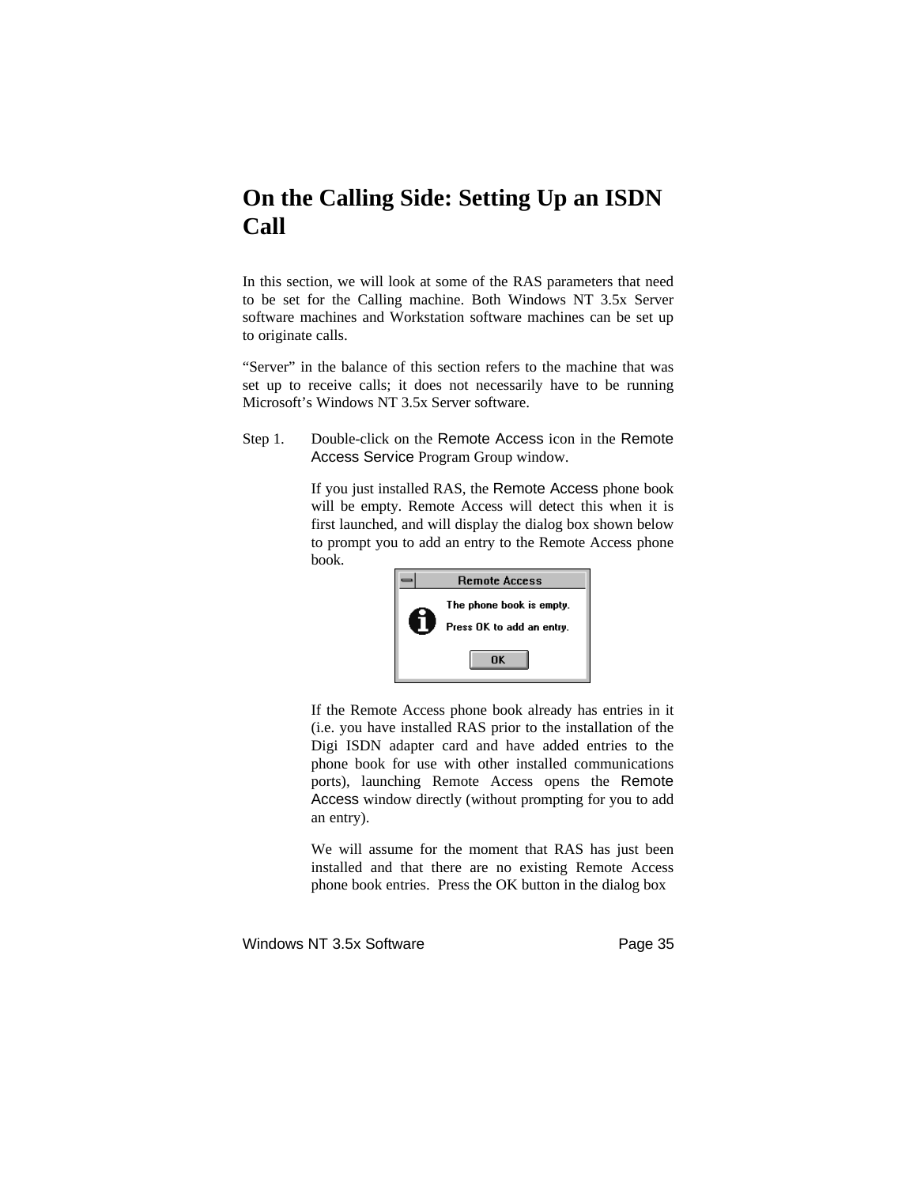# On the Calling Side: Setting Up an ISDN Call

In this section, we will look at some of the RAS parameters that need to be set for the Calling machine. Both Windows NT 3.5x Server software machines and Workstation software machines can be set up to originate calls.

"Server" in the balance of this section refers to the machine that was set up to receive calls; it does not necessarily have to be running Microsoft's Windows NT 3.5x Server software.

Step 1. Double-click on the Remote Access icon in the Remote Access Service Program Group window.

If you just installed RAS, the Remote Access phone book will be empty. Remote Access will detect this when it is first launched, and will display the dialog box shown below to prompt you to add an entry to the Remote Access phone book.

Remote Access

The phone book is empty.

Press OK to add an entry.

OK

If the Remote Access phone book already has entries in it (i.e. you have installed RAS prior to the installation of the Digi ISDN adapter card and have added entries to the phone book for use with other installed communications ports), launching Remote Access opens the Remote Access window directly (without prompting for you to add an entry).

We will assume for the moment that RAS has just been installed and that there are no existing Remote Access phone book entries. Press the OK button in the dialog box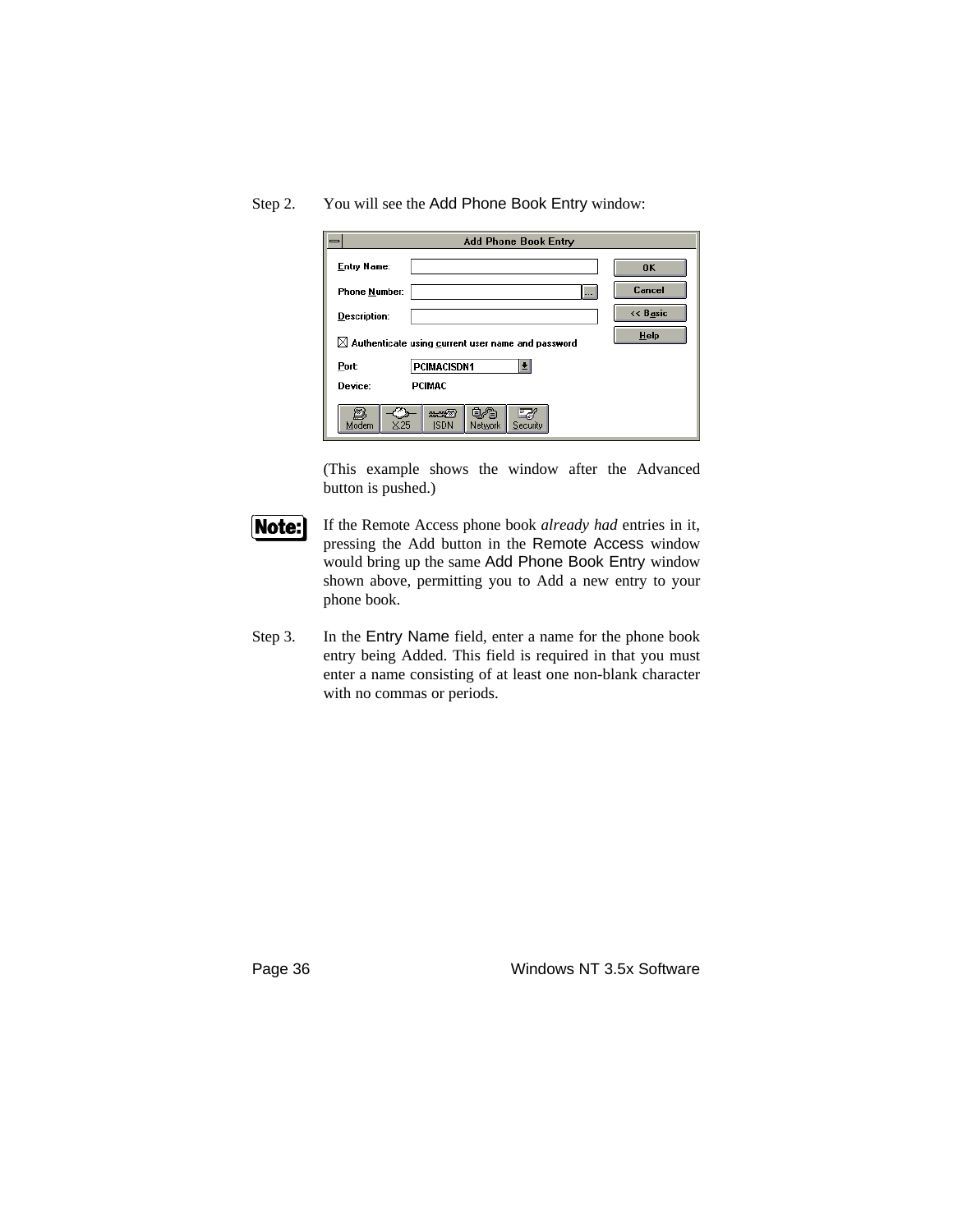Step 2. You will see the Add Phone Book Entry window:

(This example shows the window after the Advanced button is pushed.)

**Note:** If the Remote Access phone book *already had* entries in it, pressing the Add button in the Remote Access window would bring up the same Add Phone Book Entry window shown above, permitting you to Add a new entry to your phone book.

Step 3. In the Entry Name field, enter a name for the phone book entry being Added. This field is required in that you must enter a name consisting of at least one non-blank character with no commas or periods.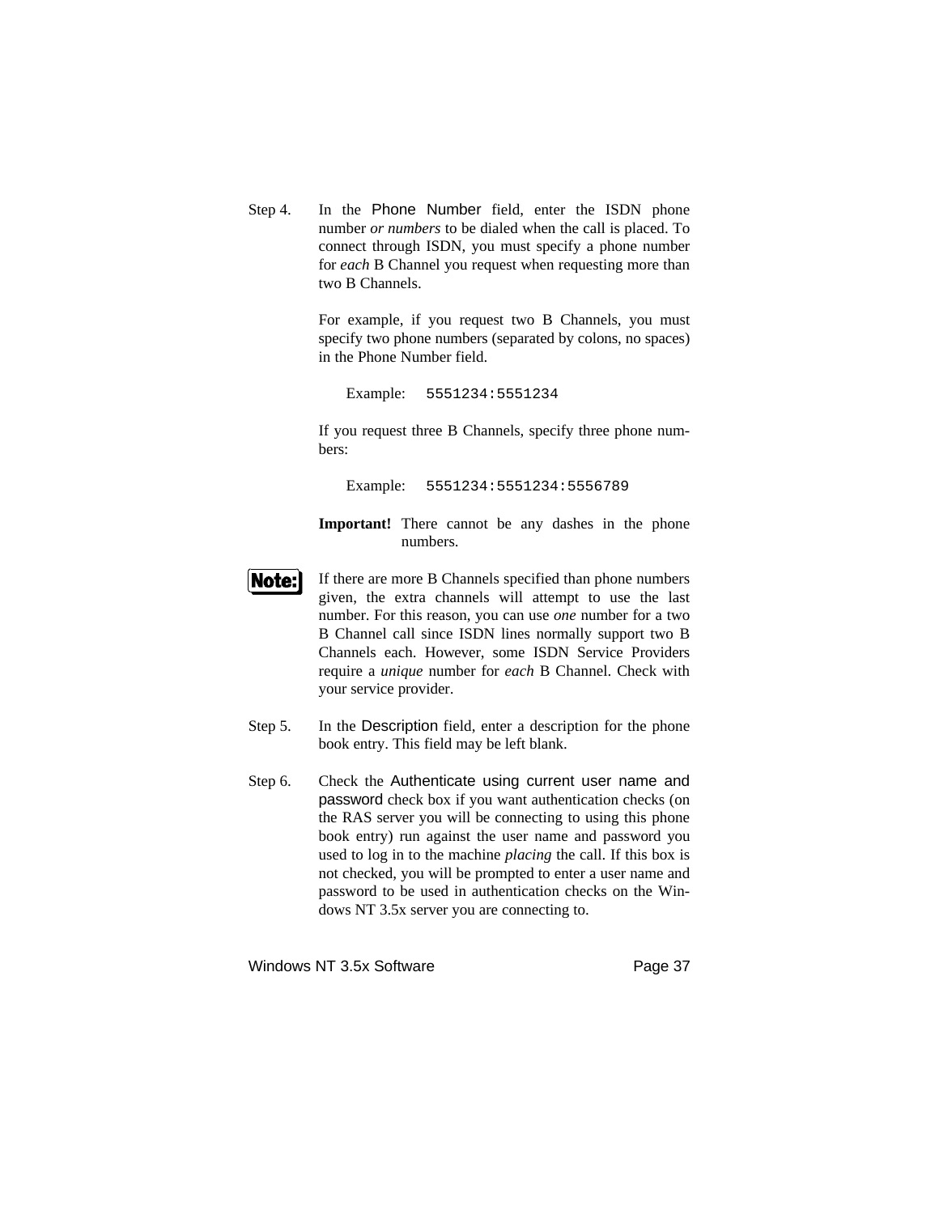Step 4. In the Phone Number field, enter the ISDN phone number *or numbers* to be dialed when the call is placed. To connect through ISDN, you must specify a phone number for *each* B Channel you request when requesting more than two B Channels.

For example, if you request two B Channels, you must specify two phone numbers (separated by colons, no spaces) in the Phone Number field.

Example: `5551234:5551234`

If you request three B Channels, specify three phone numbers:

Example: `5551234:5551234:5556789`

**Important!** There cannot be any dashes in the phone numbers.

**Note:** If there are more B Channels specified than phone numbers given, the extra channels will attempt to use the last number. For this reason, you can use *one* number for a two B Channel call since ISDN lines normally support two B Channels each. However, some ISDN Service Providers require a *unique* number for *each* B Channel. Check with your service provider.

Step 5. In the Description field, enter a description for the phone book entry. This field may be left blank.

Step 6. Check the Authenticate using current user name and password check box if you want authentication checks (on the RAS server you will be connecting to using this phone book entry) run against the user name and password you used to log in to the machine *placing* the call. If this box is not checked, you will be prompted to enter a user name and password to be used in authentication checks on the Windows NT 3.5x server you are connecting to.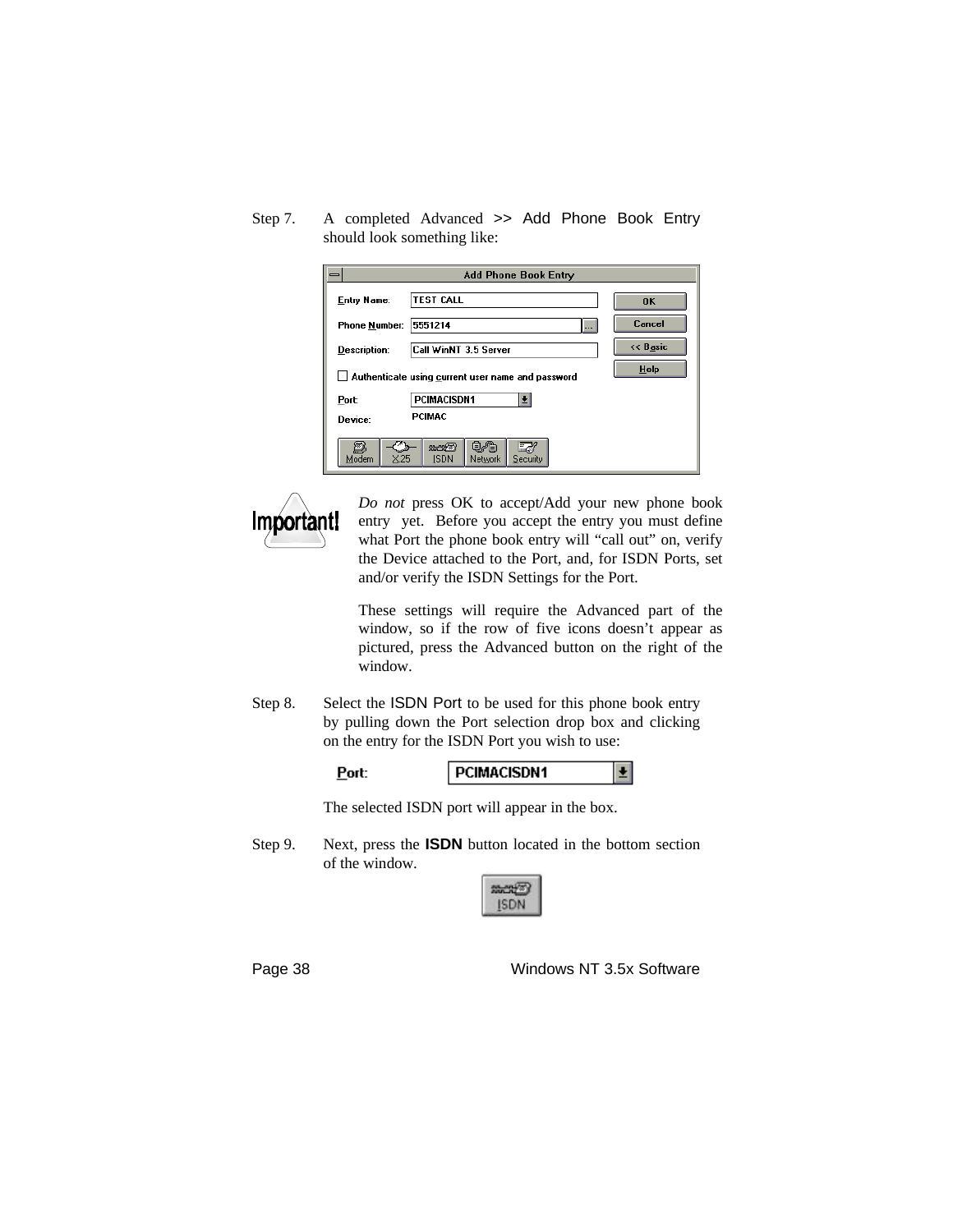Step 7. A completed Advanced >> Add Phone Book Entry should look something like:

**Important!**

*Do not* press OK to accept/Add your new phone book entry yet. Before you accept the entry you must define what Port the phone book entry will "call out" on, verify the Device attached to the Port, and, for ISDN Ports, set and/or verify the ISDN Settings for the Port.

These settings will require the Advanced part of the window, so if the row of five icons doesn't appear as pictured, press the Advanced button on the right of the window.

Step 8. Select the ISDN Port to be used for this phone book entry by pulling down the Port selection drop box and clicking on the entry for the ISDN Port you wish to use:

The selected ISDN port will appear in the box.

Step 9. Next, press the **ISDN** button located in the bottom section of the window.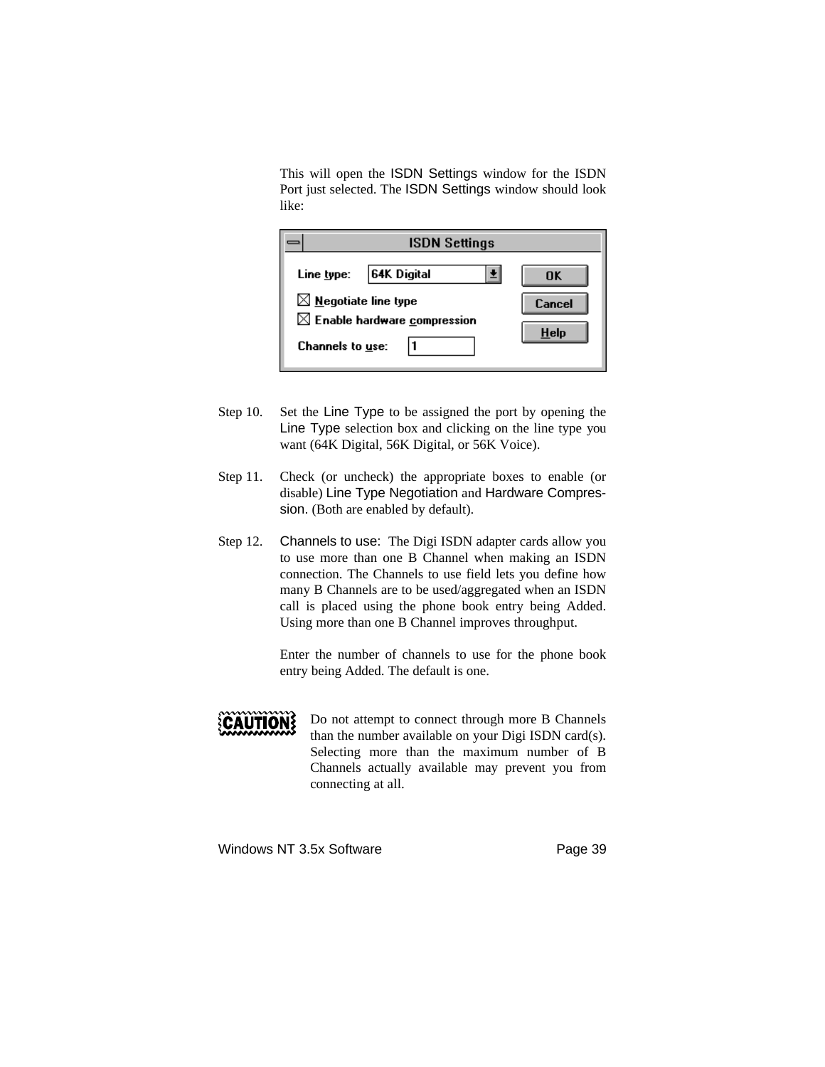This will open the ISDN Settings window for the ISDN Port just selected. The ISDN Settings window should look like:

ISDN Settings

Line type: 64K Digital

☒ Negotiate line type

☒ Enable hardware compression

Channels to use: 1

OK

Cancel

Help

Step 10. Set the Line Type to be assigned the port by opening the Line Type selection box and clicking on the line type you want (64K Digital, 56K Digital, or 56K Voice).

Step 11. Check (or uncheck) the appropriate boxes to enable (or disable) Line Type Negotiation and Hardware Compression. (Both are enabled by default).

Step 12. Channels to use: The Digi ISDN adapter cards allow you to use more than one B Channel when making an ISDN connection. The Channels to use field lets you define how many B Channels are to be used/aggregated when an ISDN call is placed using the phone book entry being Added. Using more than one B Channel improves throughput.

Enter the number of channels to use for the phone book entry being Added. The default is one.

**CAUTION** Do not attempt to connect through more B Channels than the number available on your Digi ISDN card(s). Selecting more than the maximum number of B Channels actually available may prevent you from connecting at all.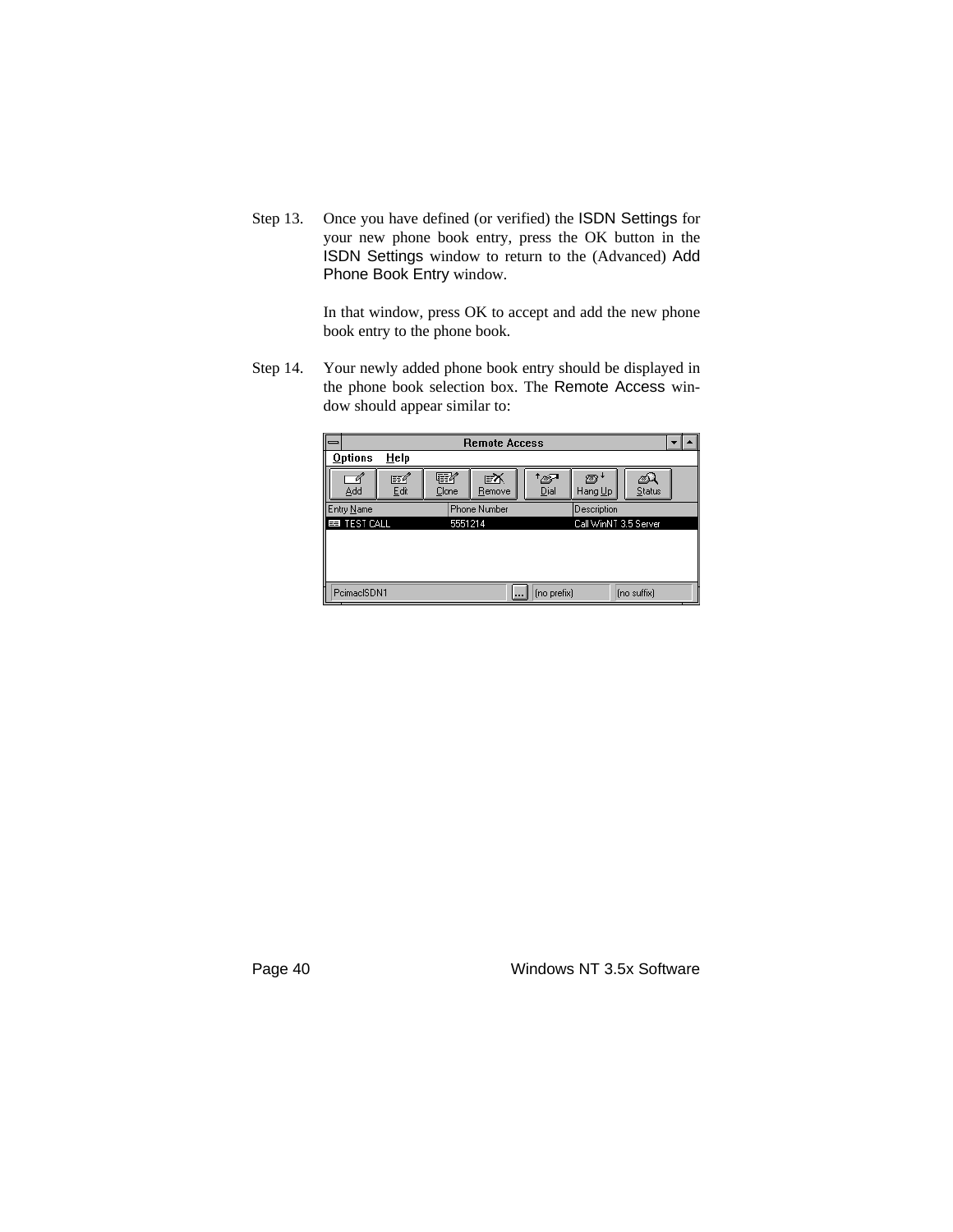Step 13. Once you have defined (or verified) the ISDN Settings for your new phone book entry, press the OK button in the ISDN Settings window to return to the (Advanced) Add Phone Book Entry window.

In that window, press OK to accept and add the new phone book entry to the phone book.

Step 14. Your newly added phone book entry should be displayed in the phone book selection box. The Remote Access window should appear similar to:

Remote Access

Options Help

Add Edit Clone Remove Dial Hang Up Status

| Entry Name | Phone Number | Description |
| --- | --- | --- |
| TEST CALL | 5551214 | Call WinNT 3.5 Server |

PcimacISDN1 ... (no prefix) (no suffix)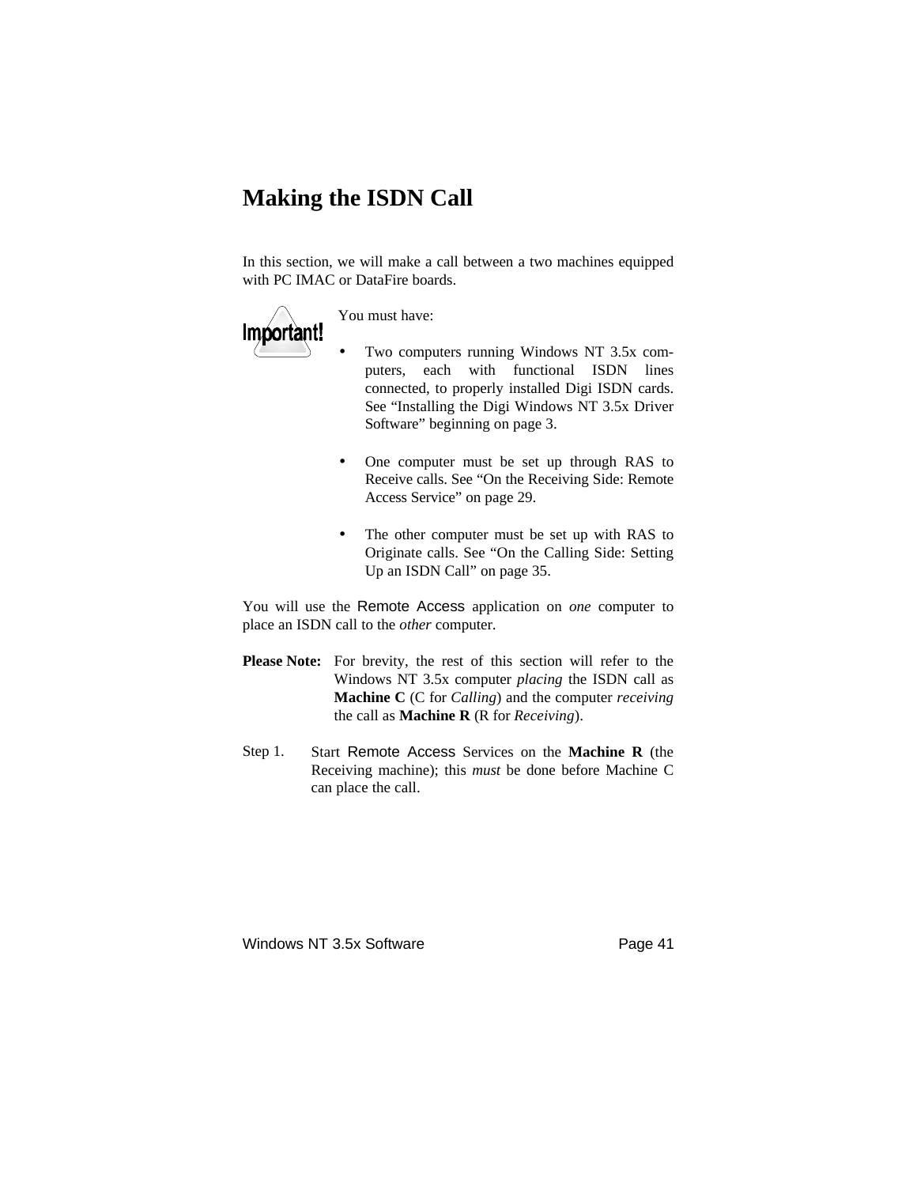# Making the ISDN Call

In this section, we will make a call between a two machines equipped with PC IMAC or DataFire boards.

**Important!**

You must have:

- Two computers running Windows NT 3.5x computers, each with functional ISDN lines connected, to properly installed Digi ISDN cards. See “Installing the Digi Windows NT 3.5x Driver Software” beginning on page 3.
- One computer must be set up through RAS to Receive calls. See “On the Receiving Side: Remote Access Service” on page 29.
- The other computer must be set up with RAS to Originate calls. See “On the Calling Side: Setting Up an ISDN Call” on page 35.

You will use the Remote Access application on *one* computer to place an ISDN call to the *other* computer.

**Please Note:** For brevity, the rest of this section will refer to the Windows NT 3.5x computer *placing* the ISDN call as **Machine C** (C for *Calling*) and the computer *receiving* the call as **Machine R** (R for *Receiving*).

Step 1. Start Remote Access Services on the **Machine R** (the Receiving machine); this *must* be done before Machine C can place the call.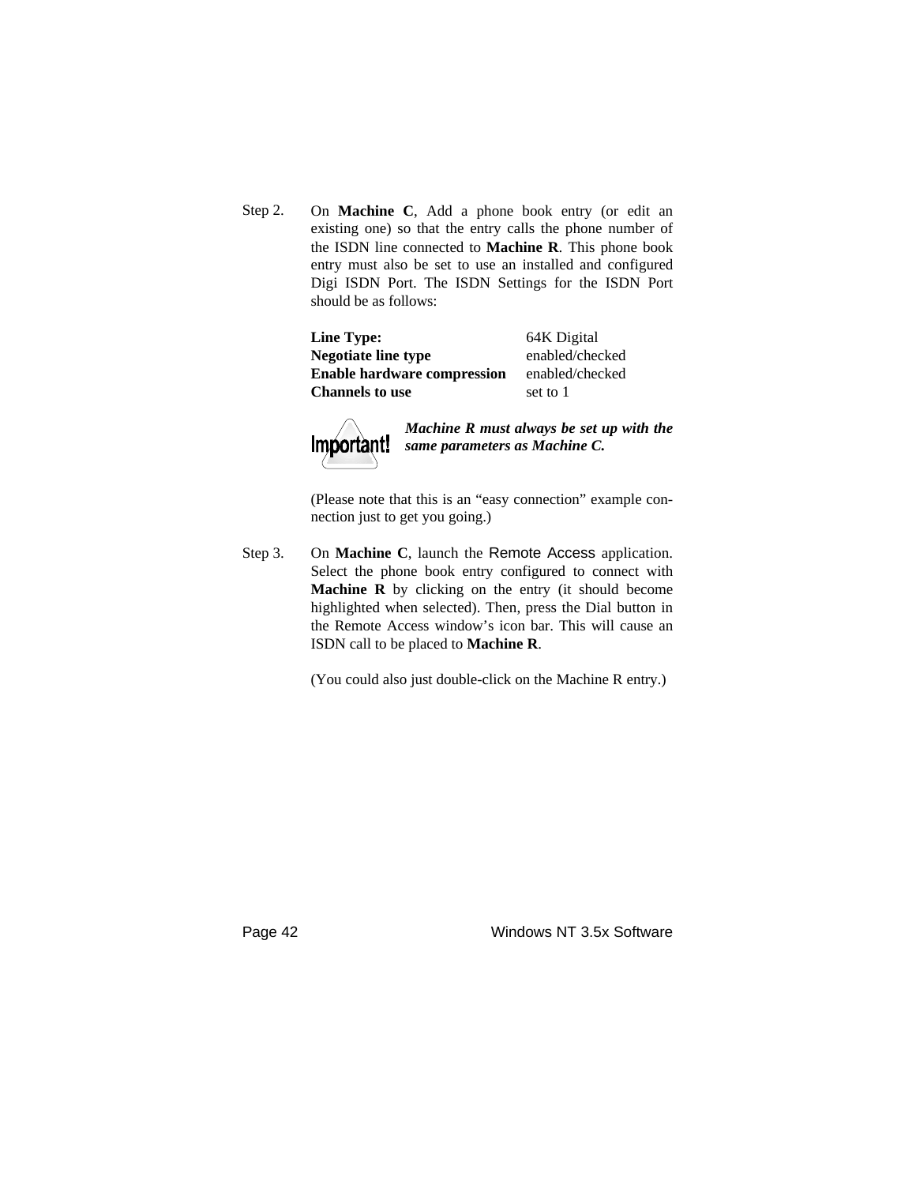Step 2. On **Machine C**, Add a phone book entry (or edit an existing one) so that the entry calls the phone number of the ISDN line connected to **Machine R**. This phone book entry must also be set to use an installed and configured Digi ISDN Port. The ISDN Settings for the ISDN Port should be as follows:

| | |
|---|---|
| **Line Type:** | 64K Digital |
| **Negotiate line type** | enabled/checked |
| **Enable hardware compression** | enabled/checked |
| **Channels to use** | set to 1 |

Important! ***Machine R must always be set up with the same parameters as Machine C.***

(Please note that this is an "easy connection" example connection just to get you going.)

Step 3. On **Machine C**, launch the Remote Access application. Select the phone book entry configured to connect with **Machine R** by clicking on the entry (it should become highlighted when selected). Then, press the Dial button in the Remote Access window's icon bar. This will cause an ISDN call to be placed to **Machine R**.

(You could also just double-click on the Machine R entry.)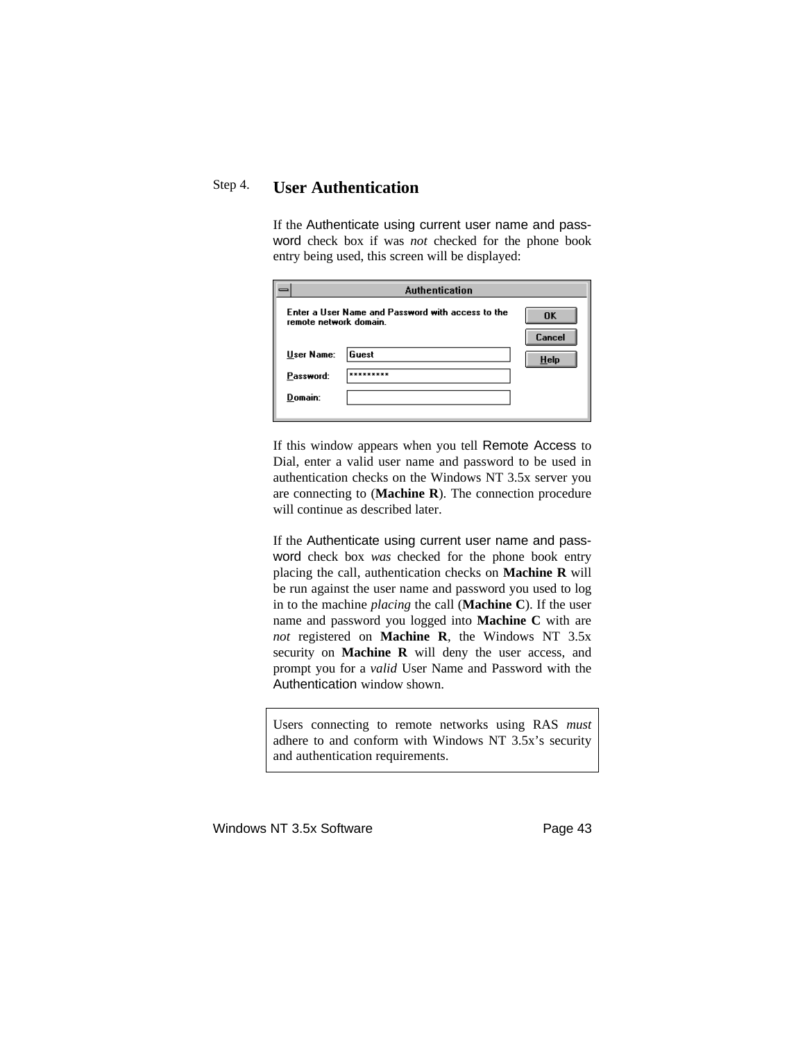Step 4.

## User Authentication

If the Authenticate using current user name and password check box if was *not* checked for the phone book entry being used, this screen will be displayed:

If this window appears when you tell Remote Access to Dial, enter a valid user name and password to be used in authentication checks on the Windows NT 3.5x server you are connecting to (**Machine R**). The connection procedure will continue as described later.

If the Authenticate using current user name and password check box *was* checked for the phone book entry placing the call, authentication checks on **Machine R** will be run against the user name and password you used to log in to the machine *placing* the call (**Machine C**). If the user name and password you logged into **Machine C** with are *not* registered on **Machine R**, the Windows NT 3.5x security on **Machine R** will deny the user access, and prompt you for a *valid* User Name and Password with the Authentication window shown.

> Users connecting to remote networks using RAS *must* adhere to and conform with Windows NT 3.5x's security and authentication requirements.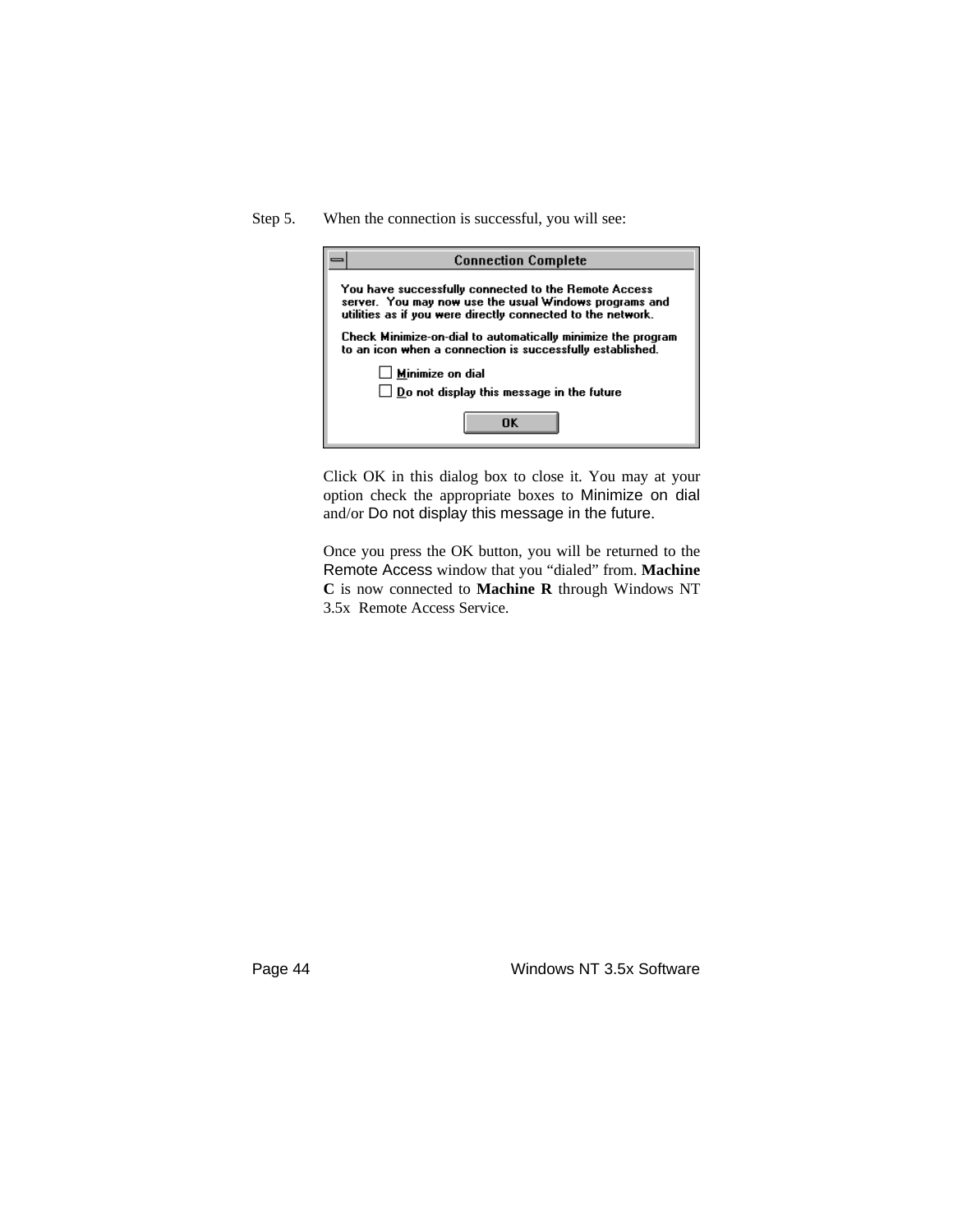Step 5. When the connection is successful, you will see:

**Connection Complete**

You have successfully connected to the Remote Access server. You may now use the usual Windows programs and utilities as if you were directly connected to the network.

Check Minimize-on-dial to automatically minimize the program to an icon when a connection is successfully established.

☐ Minimize on dial

☐ Do not display this message in the future

OK

Click OK in this dialog box to close it. You may at your option check the appropriate boxes to Minimize on dial and/or Do not display this message in the future.

Once you press the OK button, you will be returned to the Remote Access window that you "dialed" from. **Machine C** is now connected to **Machine R** through Windows NT 3.5x Remote Access Service.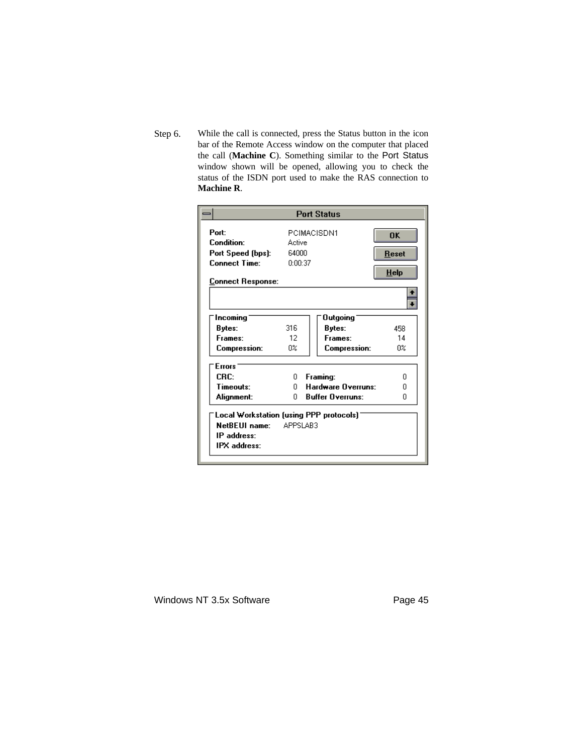Step 6. While the call is connected, press the Status button in the icon bar of the Remote Access window on the computer that placed the call (**Machine C**). Something similar to the Port Status window shown will be opened, allowing you to check the status of the ISDN port used to make the RAS connection to **Machine R**.

**Port Status**

| | |
|---|---|
| **Port:** | PCIMACISDN1 |
| **Condition:** | Active |
| **Port Speed (bps):** | 64000 |
| **Connect Time:** | 0:00:37 |

OK

Reset

Help

**Connect Response:**

**Incoming**

| | |
|---|---|
| **Bytes:** | 316 |
| **Frames:** | 12 |
| **Compression:** | 0% |

**Outgoing**

| | |
|---|---|
| **Bytes:** | 458 |
| **Frames:** | 14 |
| **Compression:** | 0% |

**Errors**

| | | | |
|---|---|---|---|
| **CRC:** | 0 | **Framing:** | 0 |
| **Timeouts:** | 0 | **Hardware Overruns:** | 0 |
| **Alignment:** | 0 | **Buffer Overruns:** | 0 |

**Local Workstation (using PPP protocols)**

| | |
|---|---|
| **NetBEUI name:** | APPSLAB3 |
| **IP address:** | |
| **IPX address:** | |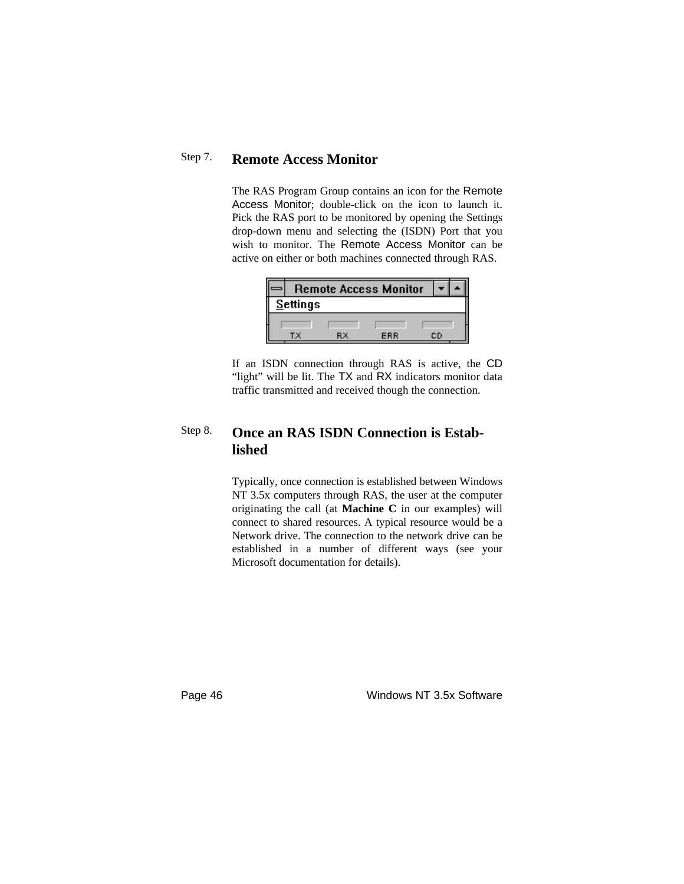Step 7.

## Remote Access Monitor

The RAS Program Group contains an icon for the Remote Access Monitor; double-click on the icon to launch it. Pick the RAS port to be monitored by opening the Settings drop-down menu and selecting the (ISDN) Port that you wish to monitor. The Remote Access Monitor can be active on either or both machines connected through RAS.

Remote Access Monitor
Settings
TX RX ERR CD

If an ISDN connection through RAS is active, the CD "light" will be lit. The TX and RX indicators monitor data traffic transmitted and received though the connection.

Step 8.

## Once an RAS ISDN Connection is Established

Typically, once connection is established between Windows NT 3.5x computers through RAS, the user at the computer originating the call (at **Machine C** in our examples) will connect to shared resources. A typical resource would be a Network drive. The connection to the network drive can be established in a number of different ways (see your Microsoft documentation for details).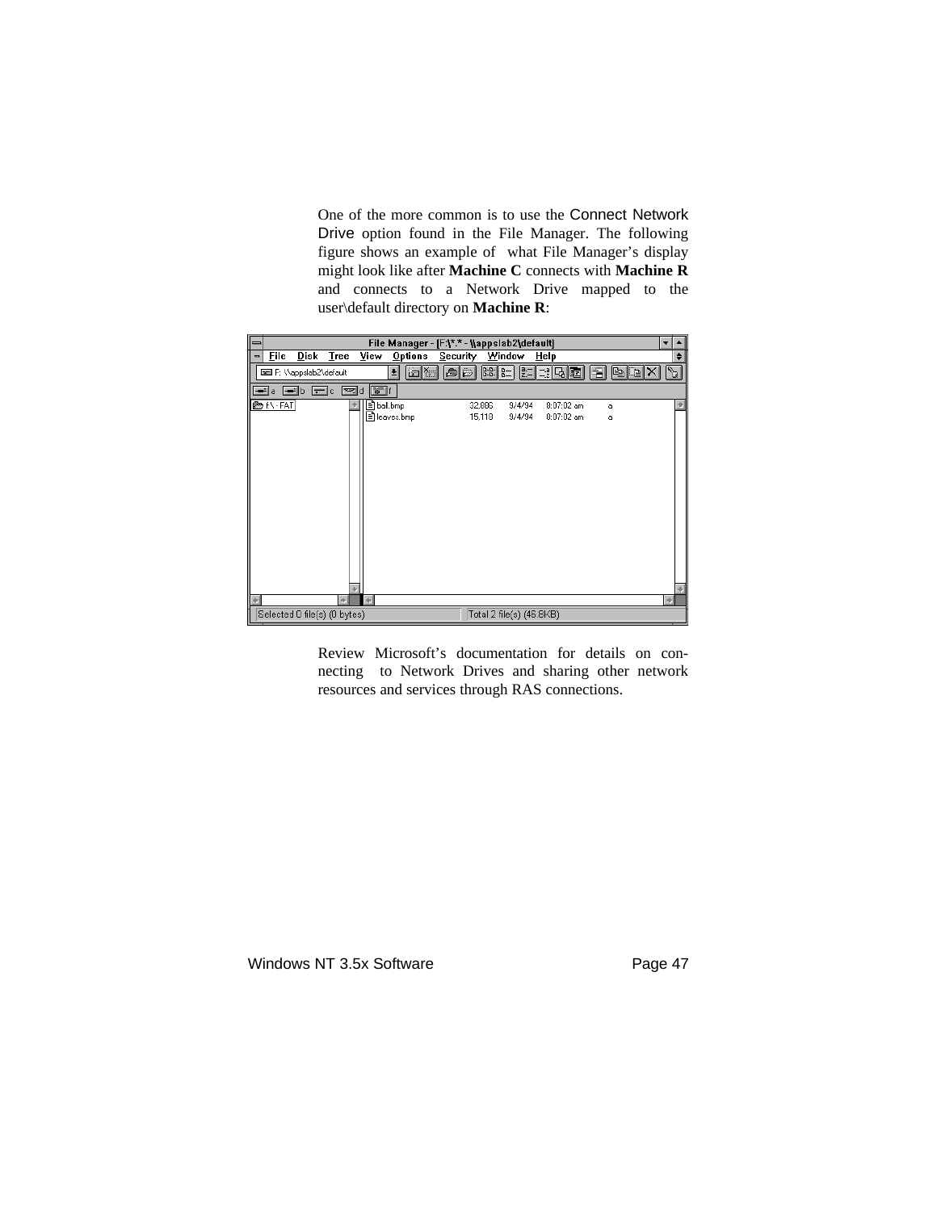One of the more common is to use the Connect Network Drive option found in the File Manager. The following figure shows an example of what File Manager's display might look like after **Machine C** connects with **Machine R** and connects to a Network Drive mapped to the user\default directory on **Machine R**:

Review Microsoft's documentation for details on connecting to Network Drives and sharing other network resources and services through RAS connections.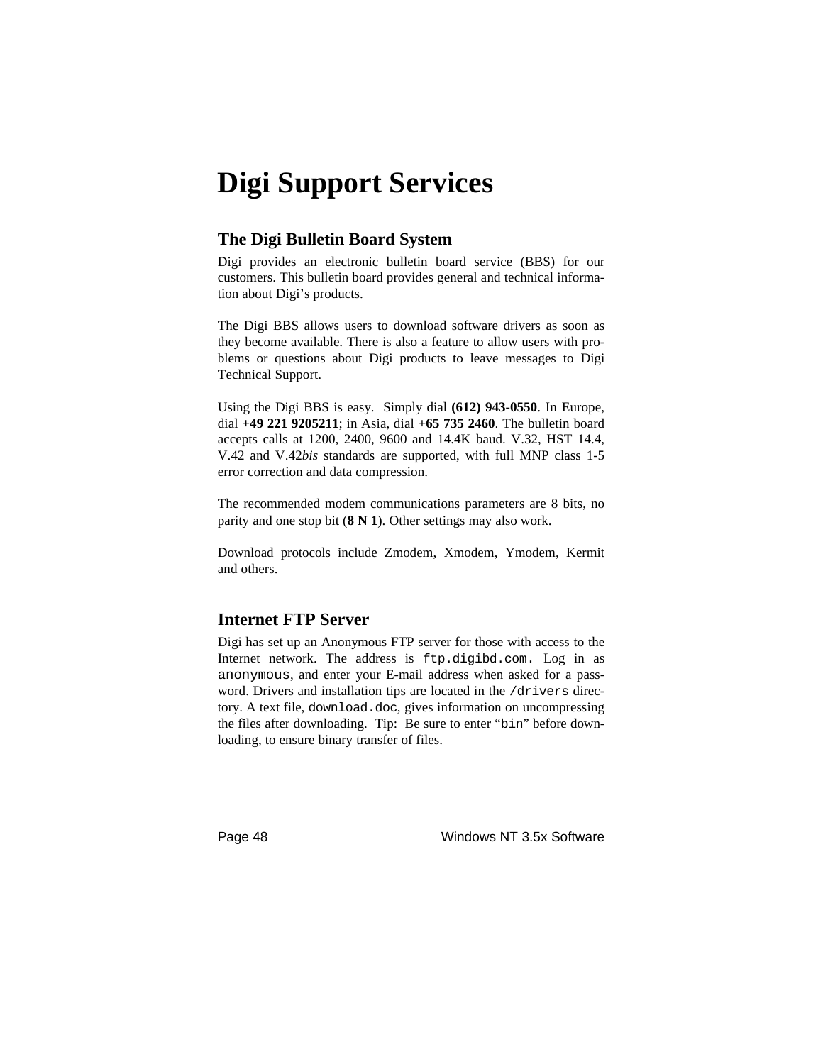# Digi Support Services

## The Digi Bulletin Board System

Digi provides an electronic bulletin board service (BBS) for our customers. This bulletin board provides general and technical information about Digi's products.

The Digi BBS allows users to download software drivers as soon as they become available. There is also a feature to allow users with problems or questions about Digi products to leave messages to Digi Technical Support.

Using the Digi BBS is easy. Simply dial **(612) 943-0550**. In Europe, dial **+49 221 9205211**; in Asia, dial **+65 735 2460**. The bulletin board accepts calls at 1200, 2400, 9600 and 14.4K baud. V.32, HST 14.4, V.42 and V.42*bis* standards are supported, with full MNP class 1-5 error correction and data compression.

The recommended modem communications parameters are 8 bits, no parity and one stop bit (**8 N 1**). Other settings may also work.

Download protocols include Zmodem, Xmodem, Ymodem, Kermit and others.

## Internet FTP Server

Digi has set up an Anonymous FTP server for those with access to the Internet network. The address is `ftp.digibd.com.` Log in as `anonymous`, and enter your E-mail address when asked for a password. Drivers and installation tips are located in the `/drivers` directory. A text file, `download.doc`, gives information on uncompressing the files after downloading. Tip: Be sure to enter "`bin`" before downloading, to ensure binary transfer of files.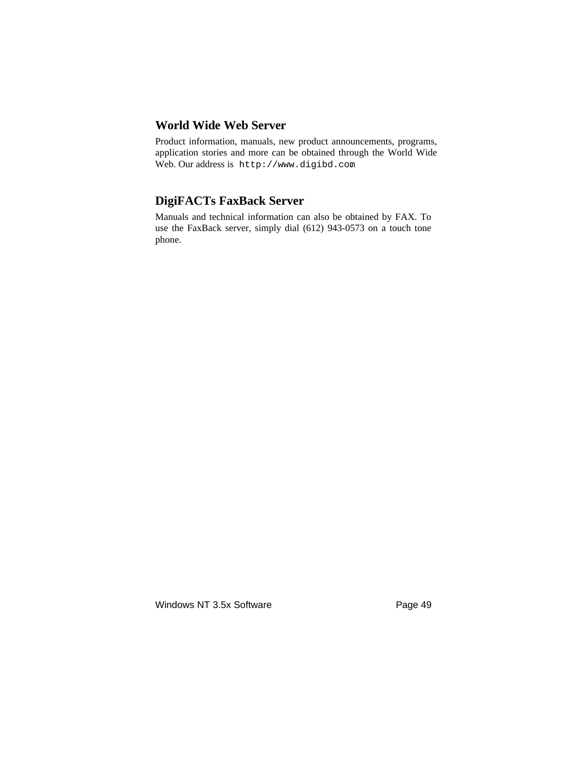## World Wide Web Server

Product information, manuals, new product announcements, programs, application stories and more can be obtained through the World Wide Web. Our address is `http://www.digibd.com`

## DigiFACTs FaxBack Server

Manuals and technical information can also be obtained by FAX. To use the FaxBack server, simply dial (612) 943-0573 on a touch tone phone.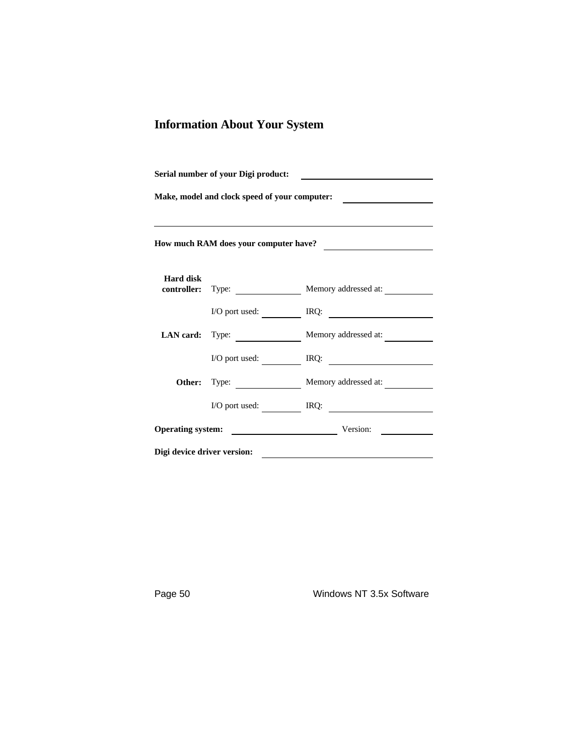## Information About Your System

**Serial number of your Digi product:** ______________________

**Make, model and clock speed of your computer:** ______________________

______________________________________________

**How much RAM does your computer have?** ______________________

| | | |
|---|---|---|
| **Hard disk controller:** | Type: __________ | Memory addressed at: __________ |
| | I/O port used: __________ | IRQ: __________ |
| **LAN card:** | Type: __________ | Memory addressed at: __________ |
| | I/O port used: __________ | IRQ: __________ |
| **Other:** | Type: __________ | Memory addressed at: __________ |
| | I/O port used: __________ | IRQ: __________ |

**Operating system:** ______________________ Version: __________

**Digi device driver version:** ______________________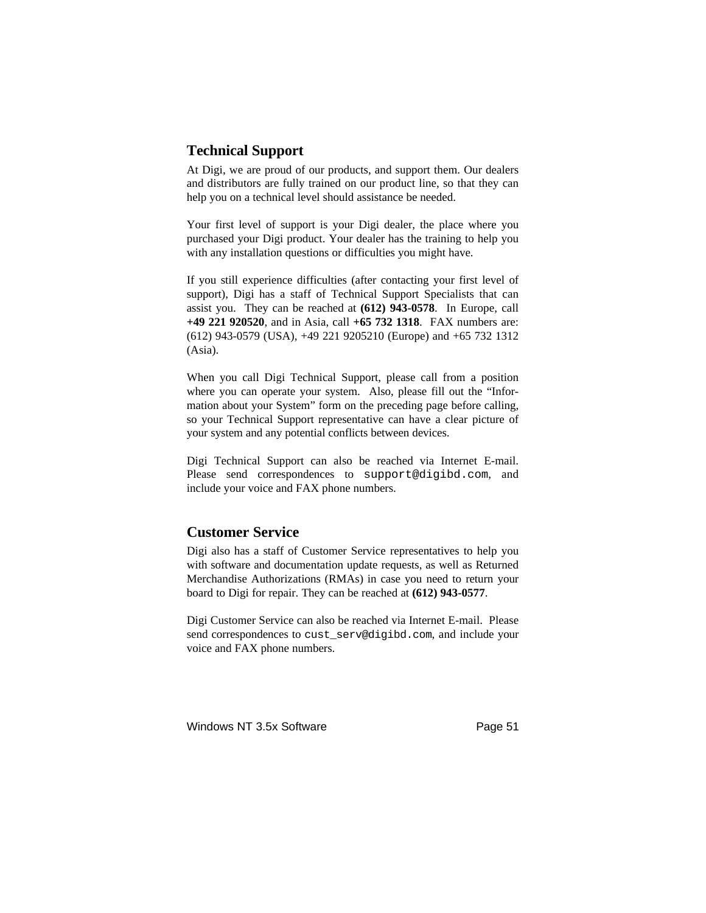## Technical Support

At Digi, we are proud of our products, and support them. Our dealers and distributors are fully trained on our product line, so that they can help you on a technical level should assistance be needed.

Your first level of support is your Digi dealer, the place where you purchased your Digi product. Your dealer has the training to help you with any installation questions or difficulties you might have.

If you still experience difficulties (after contacting your first level of support), Digi has a staff of Technical Support Specialists that can assist you. They can be reached at **(612) 943-0578**. In Europe, call **+49 221 920520**, and in Asia, call **+65 732 1318**. FAX numbers are: (612) 943-0579 (USA), +49 221 9205210 (Europe) and +65 732 1312 (Asia).

When you call Digi Technical Support, please call from a position where you can operate your system. Also, please fill out the "Information about your System" form on the preceding page before calling, so your Technical Support representative can have a clear picture of your system and any potential conflicts between devices.

Digi Technical Support can also be reached via Internet E-mail. Please send correspondences to `support@digibd.com`, and include your voice and FAX phone numbers.

## Customer Service

Digi also has a staff of Customer Service representatives to help you with software and documentation update requests, as well as Returned Merchandise Authorizations (RMAs) in case you need to return your board to Digi for repair. They can be reached at **(612) 943-0577**.

Digi Customer Service can also be reached via Internet E-mail. Please send correspondences to `cust_serv@digibd.com`, and include your voice and FAX phone numbers.